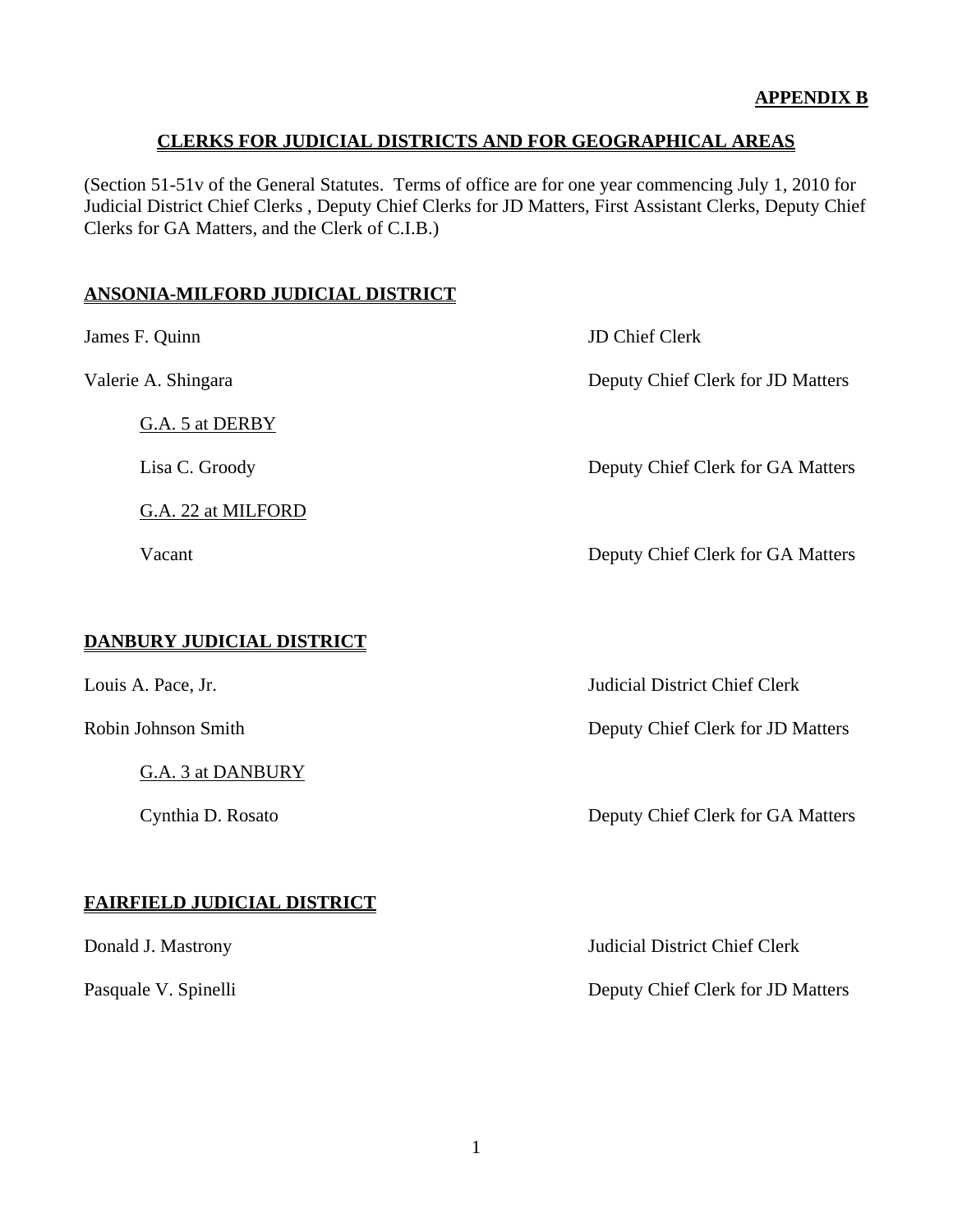**APPENDIX B**

## CLERKS FOR JUDICIAL DISTRICTS AND FOR GEOGRAPHICAL AREAS

(Section 51-51v of the General Statutes. Terms of office are for one year commencing July 1, 2010 for Judicial District Chief Clerks , Deputy Chief Clerks for JD Matters, First Assistant Clerks, Deputy Chief Clerks for GA Matters, and the Clerk of C.I.B.)

### ANSONIA-MILFORD JUDICIAL DISTRICT

James F. Quinn — JD Chief Clerk

Valerie A. Shingara — Deputy Chief Clerk for JD Matters

G.A. 5 at DERBY

Lisa C. Groody — Deputy Chief Clerk for GA Matters

G.A. 22 at MILFORD

Vacant — Deputy Chief Clerk for GA Matters

### DANBURY JUDICIAL DISTRICT

Louis A. Pace, Jr. — Judicial District Chief Clerk

Robin Johnson Smith — Deputy Chief Clerk for JD Matters

G.A. 3 at DANBURY

Cynthia D. Rosato — Deputy Chief Clerk for GA Matters

### FAIRFIELD JUDICIAL DISTRICT

Donald J. Mastrony — Judicial District Chief Clerk

Pasquale V. Spinelli — Deputy Chief Clerk for JD Matters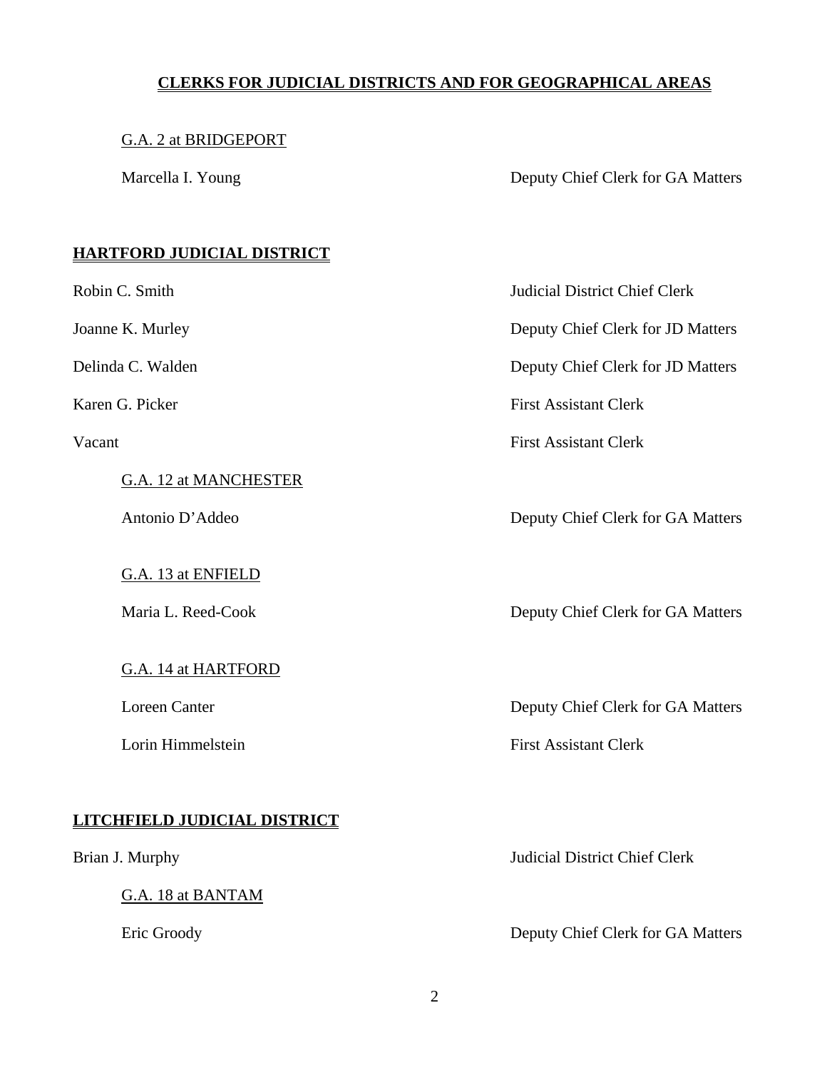## CLERKS FOR JUDICIAL DISTRICTS AND FOR GEOGRAPHICAL AREAS

G.A. 2 at BRIDGEPORT

| | |
|---|---|
| Marcella I. Young | Deputy Chief Clerk for GA Matters |

## HARTFORD JUDICIAL DISTRICT

| | |
|---|---|
| Robin C. Smith | Judicial District Chief Clerk |
| Joanne K. Murley | Deputy Chief Clerk for JD Matters |
| Delinda C. Walden | Deputy Chief Clerk for JD Matters |
| Karen G. Picker | First Assistant Clerk |
| Vacant | First Assistant Clerk |

G.A. 12 at MANCHESTER

| | |
|---|---|
| Antonio D'Addeo | Deputy Chief Clerk for GA Matters |

G.A. 13 at ENFIELD

| | |
|---|---|
| Maria L. Reed-Cook | Deputy Chief Clerk for GA Matters |

G.A. 14 at HARTFORD

| | |
|---|---|
| Loreen Canter | Deputy Chief Clerk for GA Matters |
| Lorin Himmelstein | First Assistant Clerk |

## LITCHFIELD JUDICIAL DISTRICT

| | |
|---|---|
| Brian J. Murphy | Judicial District Chief Clerk |

G.A. 18 at BANTAM

| | |
|---|---|
| Eric Groody | Deputy Chief Clerk for GA Matters |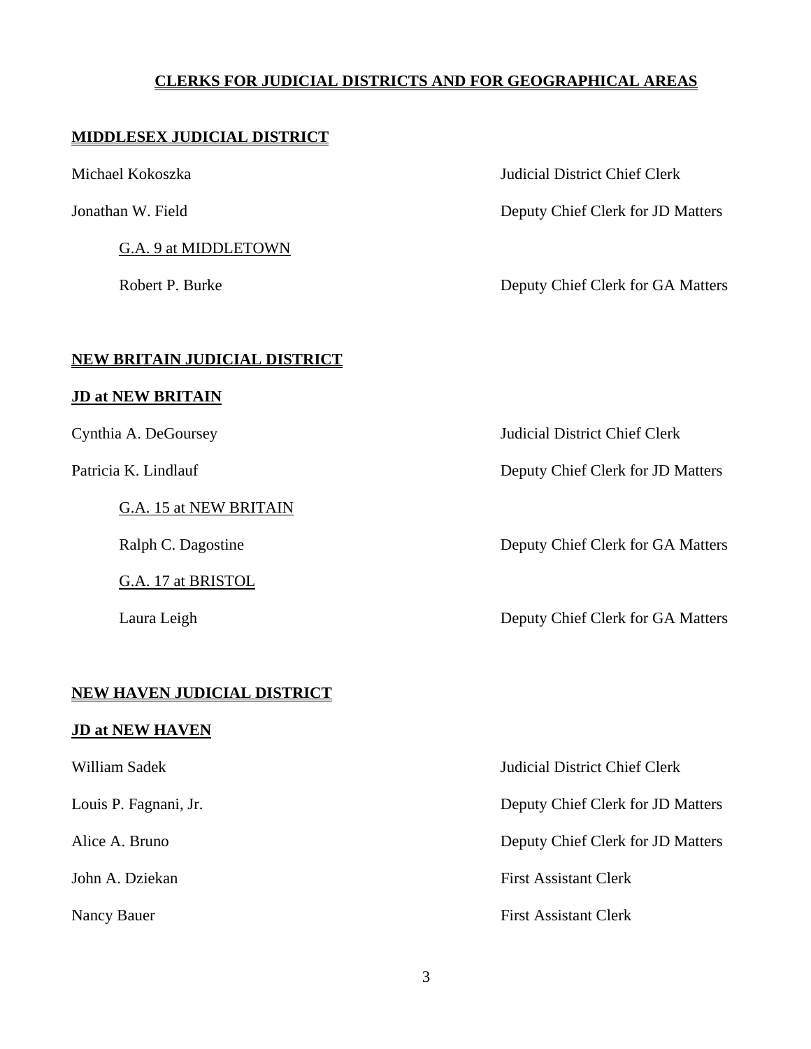## CLERKS FOR JUDICIAL DISTRICTS AND FOR GEOGRAPHICAL AREAS

### MIDDLESEX JUDICIAL DISTRICT

| | |
|---|---|
| Michael Kokoszka | Judicial District Chief Clerk |
| Jonathan W. Field | Deputy Chief Clerk for JD Matters |

G.A. 9 at MIDDLETOWN

| | |
|---|---|
| Robert P. Burke | Deputy Chief Clerk for GA Matters |

### NEW BRITAIN JUDICIAL DISTRICT

#### JD at NEW BRITAIN

| | |
|---|---|
| Cynthia A. DeGoursey | Judicial District Chief Clerk |
| Patricia K. Lindlauf | Deputy Chief Clerk for JD Matters |

G.A. 15 at NEW BRITAIN

| | |
|---|---|
| Ralph C. Dagostine | Deputy Chief Clerk for GA Matters |

G.A. 17 at BRISTOL

| | |
|---|---|
| Laura Leigh | Deputy Chief Clerk for GA Matters |

### NEW HAVEN JUDICIAL DISTRICT

#### JD at NEW HAVEN

| | |
|---|---|
| William Sadek | Judicial District Chief Clerk |
| Louis P. Fagnani, Jr. | Deputy Chief Clerk for JD Matters |
| Alice A. Bruno | Deputy Chief Clerk for JD Matters |
| John A. Dziekan | First Assistant Clerk |
| Nancy Bauer | First Assistant Clerk |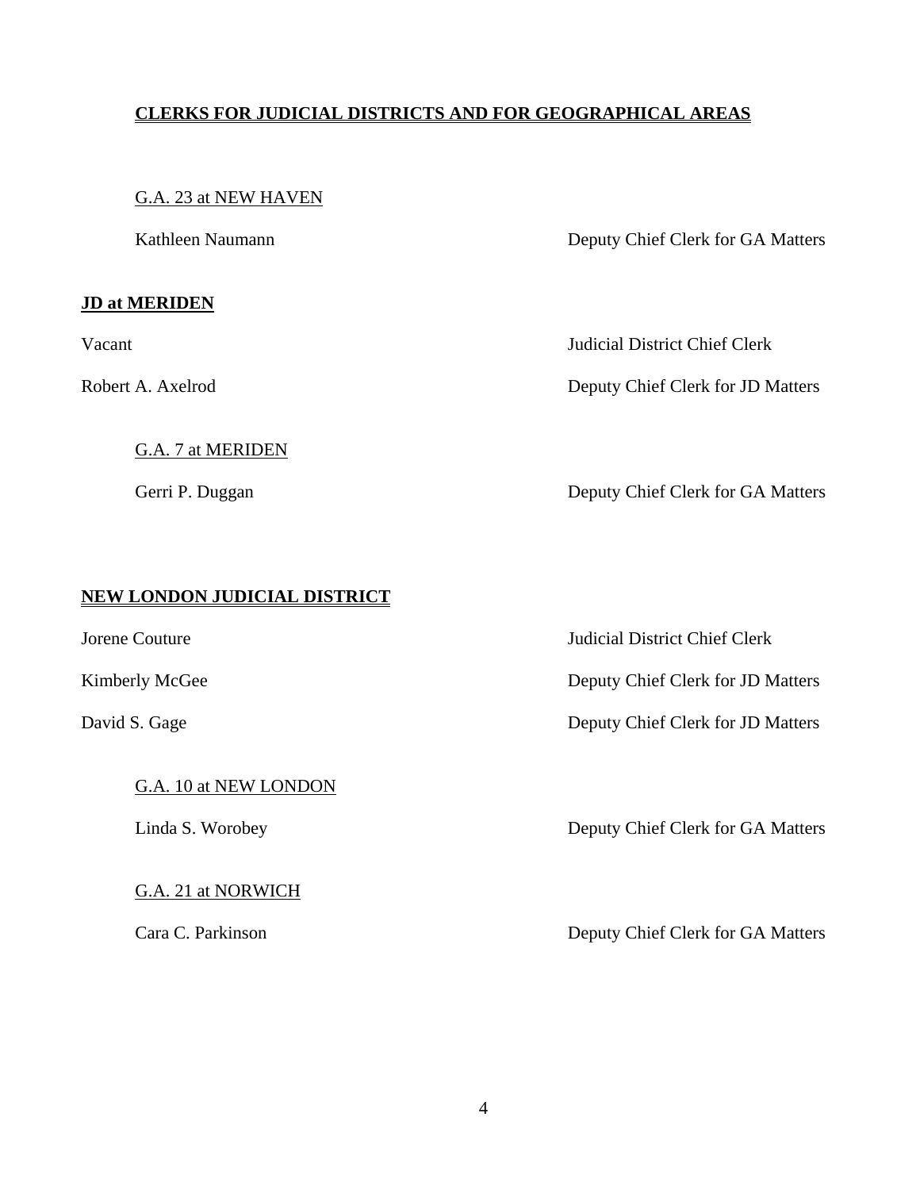**CLERKS FOR JUDICIAL DISTRICTS AND FOR GEOGRAPHICAL AREAS**

G.A. 23 at NEW HAVEN

| Name | Title |
| --- | --- |
| Kathleen Naumann | Deputy Chief Clerk for GA Matters |

**JD at MERIDEN**

| Name | Title |
| --- | --- |
| Vacant | Judicial District Chief Clerk |
| Robert A. Axelrod | Deputy Chief Clerk for JD Matters |

G.A. 7 at MERIDEN

| Name | Title |
| --- | --- |
| Gerri P. Duggan | Deputy Chief Clerk for GA Matters |

**NEW LONDON JUDICIAL DISTRICT**

| Name | Title |
| --- | --- |
| Jorene Couture | Judicial District Chief Clerk |
| Kimberly McGee | Deputy Chief Clerk for JD Matters |
| David S. Gage | Deputy Chief Clerk for JD Matters |

G.A. 10 at NEW LONDON

| Name | Title |
| --- | --- |
| Linda S. Worobey | Deputy Chief Clerk for GA Matters |

G.A. 21 at NORWICH

| Name | Title |
| --- | --- |
| Cara C. Parkinson | Deputy Chief Clerk for GA Matters |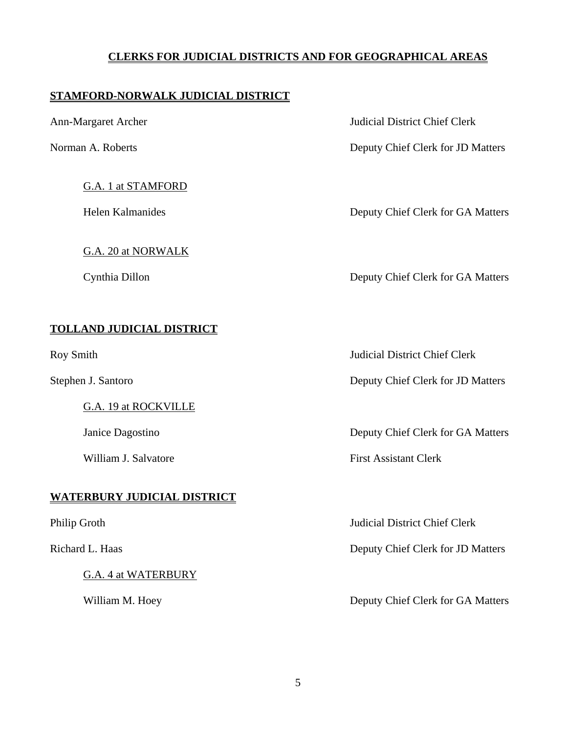## CLERKS FOR JUDICIAL DISTRICTS AND FOR GEOGRAPHICAL AREAS

### STAMFORD-NORWALK JUDICIAL DISTRICT

| | |
|---|---|
| Ann-Margaret Archer | Judicial District Chief Clerk |
| Norman A. Roberts | Deputy Chief Clerk for JD Matters |

G.A. 1 at STAMFORD

| | |
|---|---|
| Helen Kalmanides | Deputy Chief Clerk for GA Matters |

G.A. 20 at NORWALK

| | |
|---|---|
| Cynthia Dillon | Deputy Chief Clerk for GA Matters |

### TOLLAND JUDICIAL DISTRICT

| | |
|---|---|
| Roy Smith | Judicial District Chief Clerk |
| Stephen J. Santoro | Deputy Chief Clerk for JD Matters |

G.A. 19 at ROCKVILLE

| | |
|---|---|
| Janice Dagostino | Deputy Chief Clerk for GA Matters |
| William J. Salvatore | First Assistant Clerk |

### WATERBURY JUDICIAL DISTRICT

| | |
|---|---|
| Philip Groth | Judicial District Chief Clerk |
| Richard L. Haas | Deputy Chief Clerk for JD Matters |

G.A. 4 at WATERBURY

| | |
|---|---|
| William M. Hoey | Deputy Chief Clerk for GA Matters |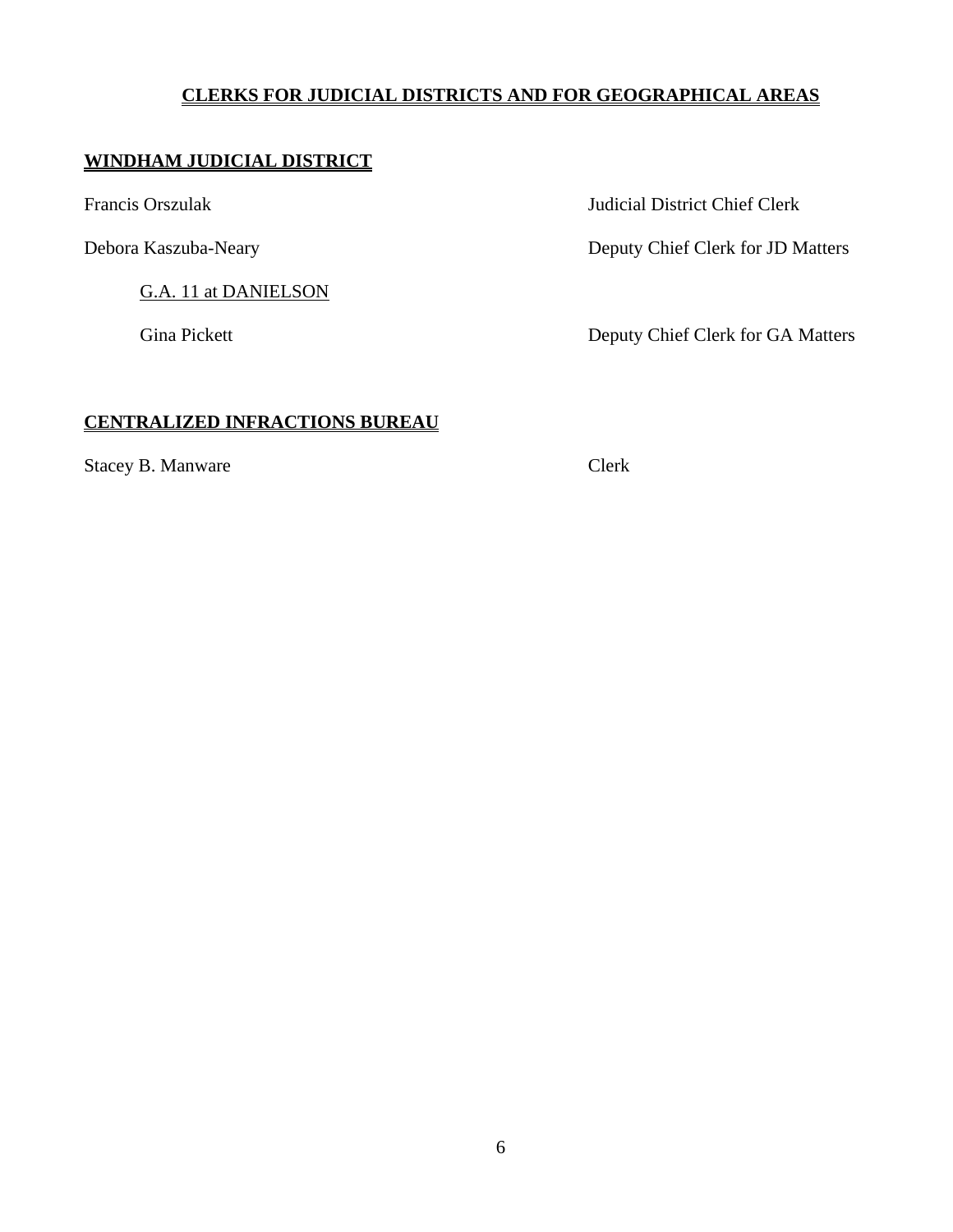## CLERKS FOR JUDICIAL DISTRICTS AND FOR GEOGRAPHICAL AREAS

### WINDHAM JUDICIAL DISTRICT

| | |
|---|---|
| Francis Orszulak | Judicial District Chief Clerk |
| Debora Kaszuba-Neary | Deputy Chief Clerk for JD Matters |

G.A. 11 at DANIELSON

| | |
|---|---|
| Gina Pickett | Deputy Chief Clerk for GA Matters |

### CENTRALIZED INFRACTIONS BUREAU

| | |
|---|---|
| Stacey B. Manware | Clerk |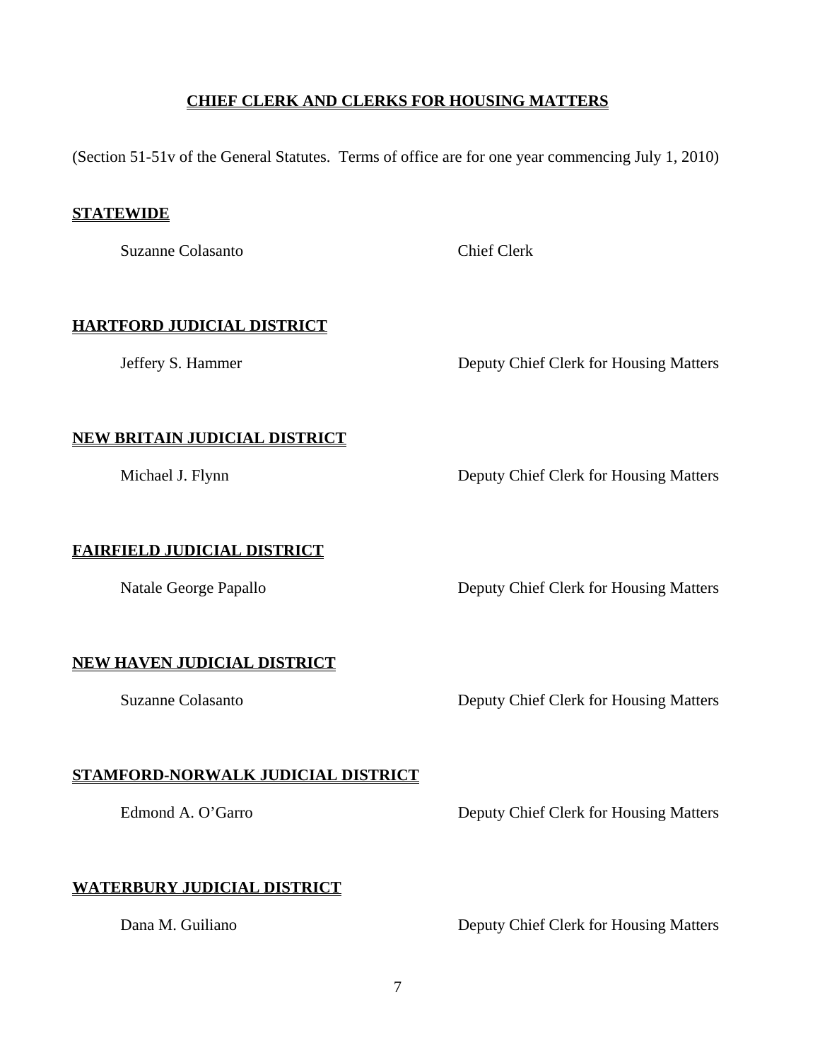## CHIEF CLERK AND CLERKS FOR HOUSING MATTERS

(Section 51-51v of the General Statutes. Terms of office are for one year commencing July 1, 2010)

### STATEWIDE

| Name | Position |
|---|---|
| Suzanne Colasanto | Chief Clerk |

### HARTFORD JUDICIAL DISTRICT

| Name | Position |
|---|---|
| Jeffery S. Hammer | Deputy Chief Clerk for Housing Matters |

### NEW BRITAIN JUDICIAL DISTRICT

| Name | Position |
|---|---|
| Michael J. Flynn | Deputy Chief Clerk for Housing Matters |

### FAIRFIELD JUDICIAL DISTRICT

| Name | Position |
|---|---|
| Natale George Papallo | Deputy Chief Clerk for Housing Matters |

### NEW HAVEN JUDICIAL DISTRICT

| Name | Position |
|---|---|
| Suzanne Colasanto | Deputy Chief Clerk for Housing Matters |

### STAMFORD-NORWALK JUDICIAL DISTRICT

| Name | Position |
|---|---|
| Edmond A. O'Garro | Deputy Chief Clerk for Housing Matters |

### WATERBURY JUDICIAL DISTRICT

| Name | Position |
|---|---|
| Dana M. Guiliano | Deputy Chief Clerk for Housing Matters |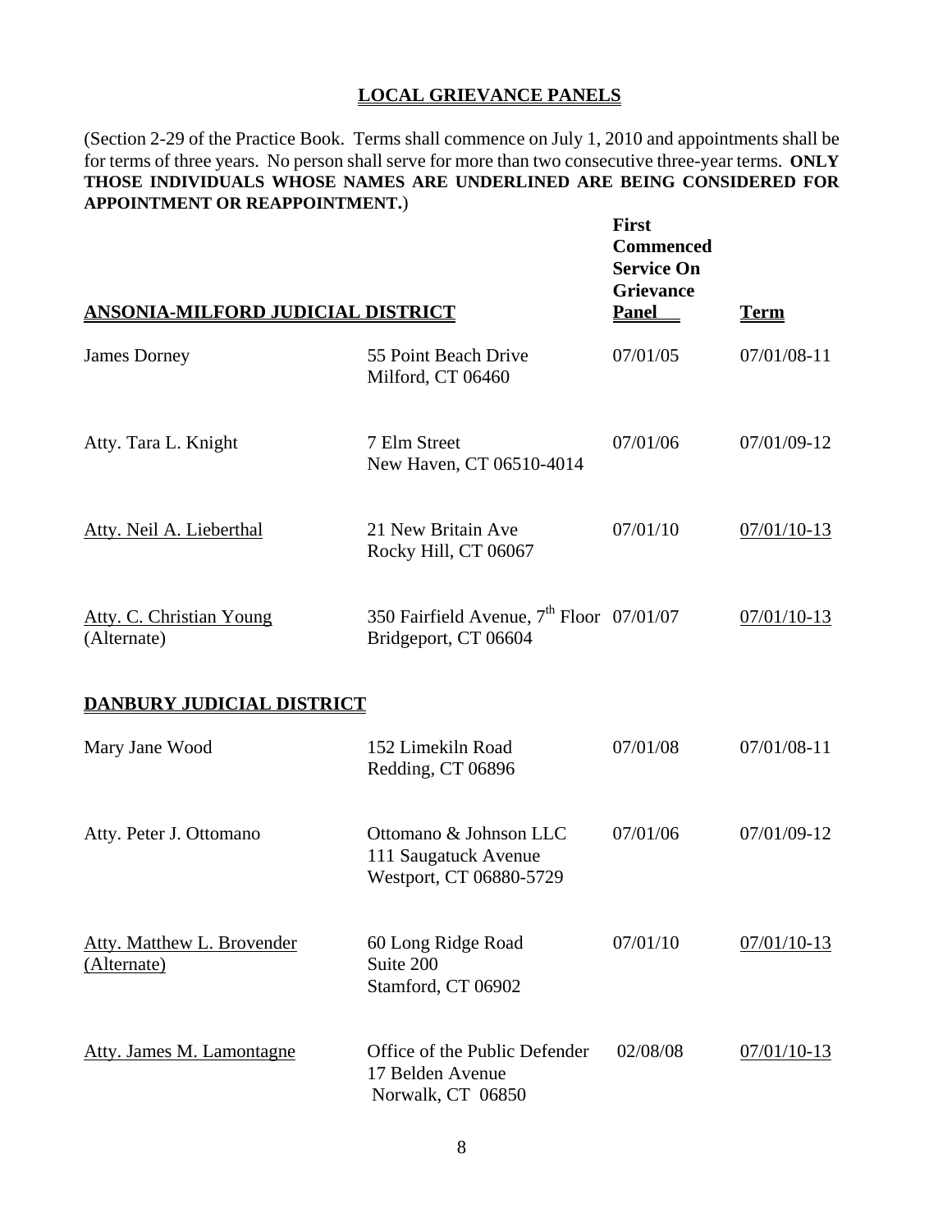## LOCAL GRIEVANCE PANELS

(Section 2-29 of the Practice Book. Terms shall commence on July 1, 2010 and appointments shall be for terms of three years. No person shall serve for more than two consecutive three-year terms. **ONLY THOSE INDIVIDUALS WHOSE NAMES ARE UNDERLINED ARE BEING CONSIDERED FOR APPOINTMENT OR REAPPOINTMENT.**)

| ANSONIA-MILFORD JUDICIAL DISTRICT | | First Commenced Service On Grievance Panel | Term |
|---|---|---|---|
| James Dorney | 55 Point Beach Drive<br>Milford, CT 06460 | 07/01/05 | 07/01/08-11 |
| Atty. Tara L. Knight | 7 Elm Street<br>New Haven, CT 06510-4014 | 07/01/06 | 07/01/09-12 |
| <u>Atty. Neil A. Lieberthal</u> | 21 New Britain Ave<br>Rocky Hill, CT 06067 | 07/01/10 | <u>07/01/10-13</u> |
| <u>Atty. C. Christian Young</u><br>(Alternate) | 350 Fairfield Avenue, 7th Floor<br>Bridgeport, CT 06604 | 07/01/07 | <u>07/01/10-13</u> |

| DANBURY JUDICIAL DISTRICT | | | |
|---|---|---|---|
| Mary Jane Wood | 152 Limekiln Road<br>Redding, CT 06896 | 07/01/08 | 07/01/08-11 |
| Atty. Peter J. Ottomano | Ottomano & Johnson LLC<br>111 Saugatuck Avenue<br>Westport, CT 06880-5729 | 07/01/06 | 07/01/09-12 |
| <u>Atty. Matthew L. Brovender</u><br><u>(Alternate)</u> | 60 Long Ridge Road<br>Suite 200<br>Stamford, CT 06902 | 07/01/10 | <u>07/01/10-13</u> |
| <u>Atty. James M. Lamontagne</u> | Office of the Public Defender<br>17 Belden Avenue<br>Norwalk, CT 06850 | 02/08/08 | <u>07/01/10-13</u> |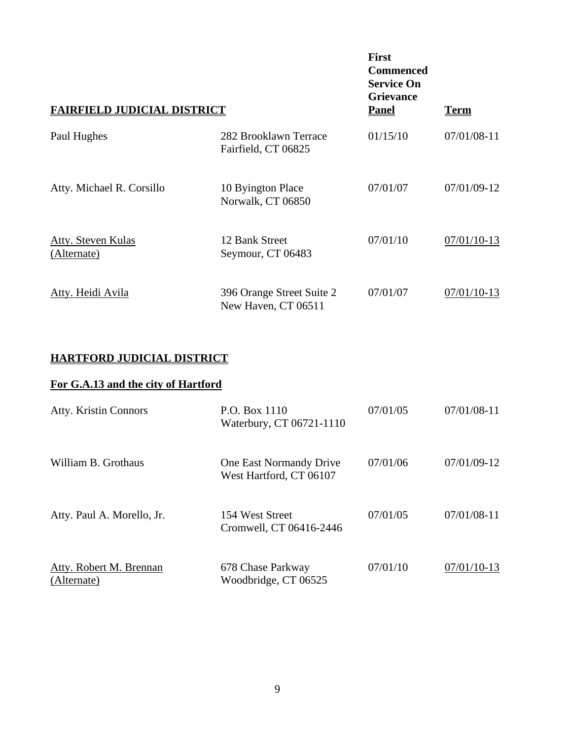| FAIRFIELD JUDICIAL DISTRICT | | First Commenced Service On Grievance Panel | Term |
|---|---|---|---|
| Paul Hughes | 282 Brooklawn Terrace<br>Fairfield, CT 06825 | 01/15/10 | 07/01/08-11 |
| Atty. Michael R. Corsillo | 10 Byington Place<br>Norwalk, CT 06850 | 07/01/07 | 07/01/09-12 |
| Atty. Steven Kulas (Alternate) | 12 Bank Street<br>Seymour, CT 06483 | 07/01/10 | 07/01/10-13 |
| Atty. Heidi Avila | 396 Orange Street Suite 2<br>New Haven, CT 06511 | 07/01/07 | 07/01/10-13 |

## HARTFORD JUDICIAL DISTRICT

### For G.A.13 and the city of Hartford

| Name | Address | First Commenced Service On Grievance Panel | Term |
|---|---|---|---|
| Atty. Kristin Connors | P.O. Box 1110<br>Waterbury, CT 06721-1110 | 07/01/05 | 07/01/08-11 |
| William B. Grothaus | One East Normandy Drive<br>West Hartford, CT 06107 | 07/01/06 | 07/01/09-12 |
| Atty. Paul A. Morello, Jr. | 154 West Street<br>Cromwell, CT 06416-2446 | 07/01/05 | 07/01/08-11 |
| Atty. Robert M. Brennan (Alternate) | 678 Chase Parkway<br>Woodbridge, CT 06525 | 07/01/10 | 07/01/10-13 |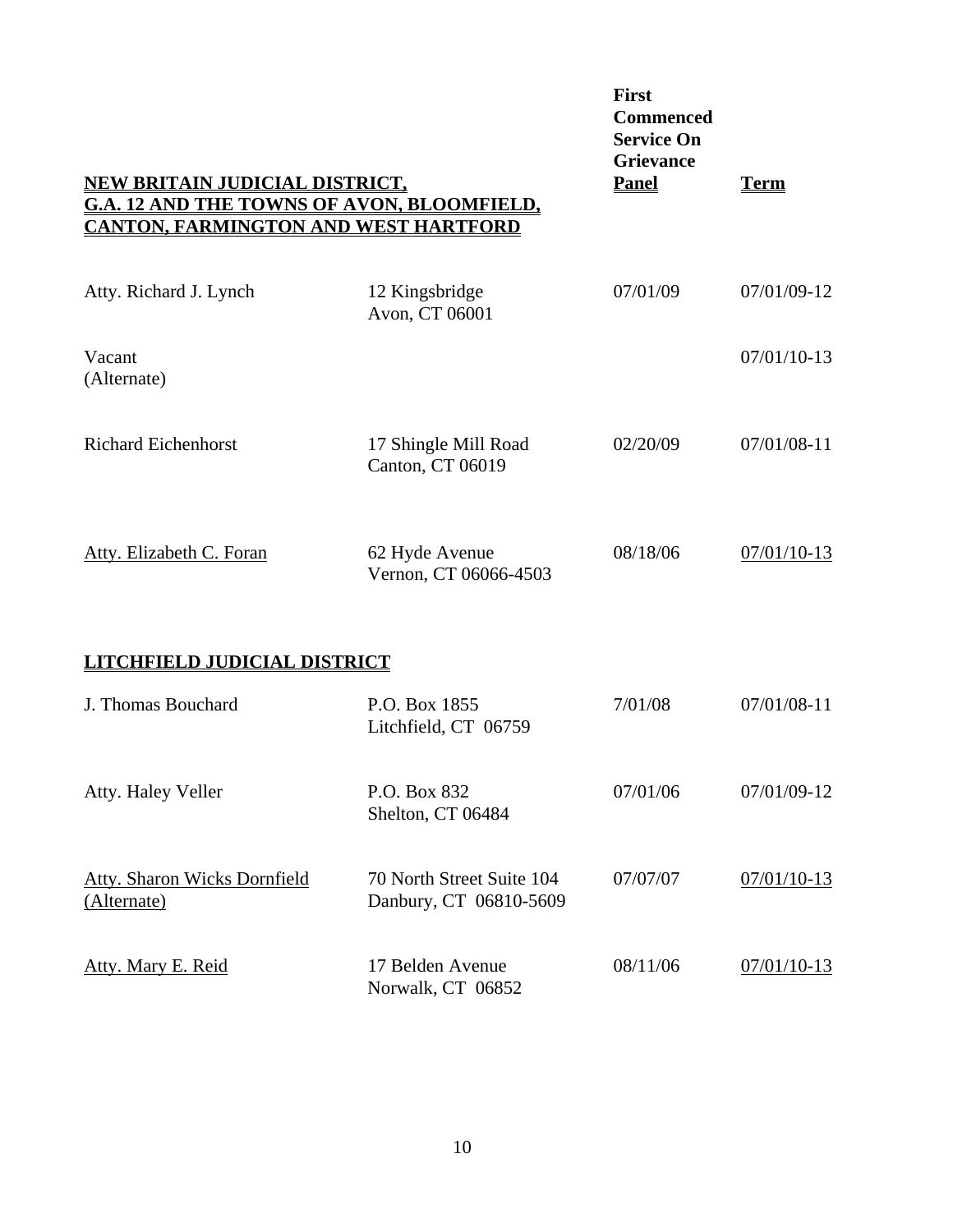| NEW BRITAIN JUDICIAL DISTRICT, G.A. 12 AND THE TOWNS OF AVON, BLOOMFIELD, CANTON, FARMINGTON AND WEST HARTFORD | | First Commenced Service On Grievance Panel | Term |
|---|---|---|---|
| Atty. Richard J. Lynch | 12 Kingsbridge<br>Avon, CT 06001 | 07/01/09 | 07/01/09-12 |
| Vacant<br>(Alternate) | | | 07/01/10-13 |
| Richard Eichenhorst | 17 Shingle Mill Road<br>Canton, CT 06019 | 02/20/09 | 07/01/08-11 |
| Atty. Elizabeth C. Foran | 62 Hyde Avenue<br>Vernon, CT 06066-4503 | 08/18/06 | 07/01/10-13 |

**LITCHFIELD JUDICIAL DISTRICT**

| Name | Address | First Commenced Service On Grievance Panel | Term |
|---|---|---|---|
| J. Thomas Bouchard | P.O. Box 1855<br>Litchfield, CT 06759 | 7/01/08 | 07/01/08-11 |
| Atty. Haley Veller | P.O. Box 832<br>Shelton, CT 06484 | 07/01/06 | 07/01/09-12 |
| Atty. Sharon Wicks Dornfield<br>(Alternate) | 70 North Street Suite 104<br>Danbury, CT 06810-5609 | 07/07/07 | 07/01/10-13 |
| Atty. Mary E. Reid | 17 Belden Avenue<br>Norwalk, CT 06852 | 08/11/06 | 07/01/10-13 |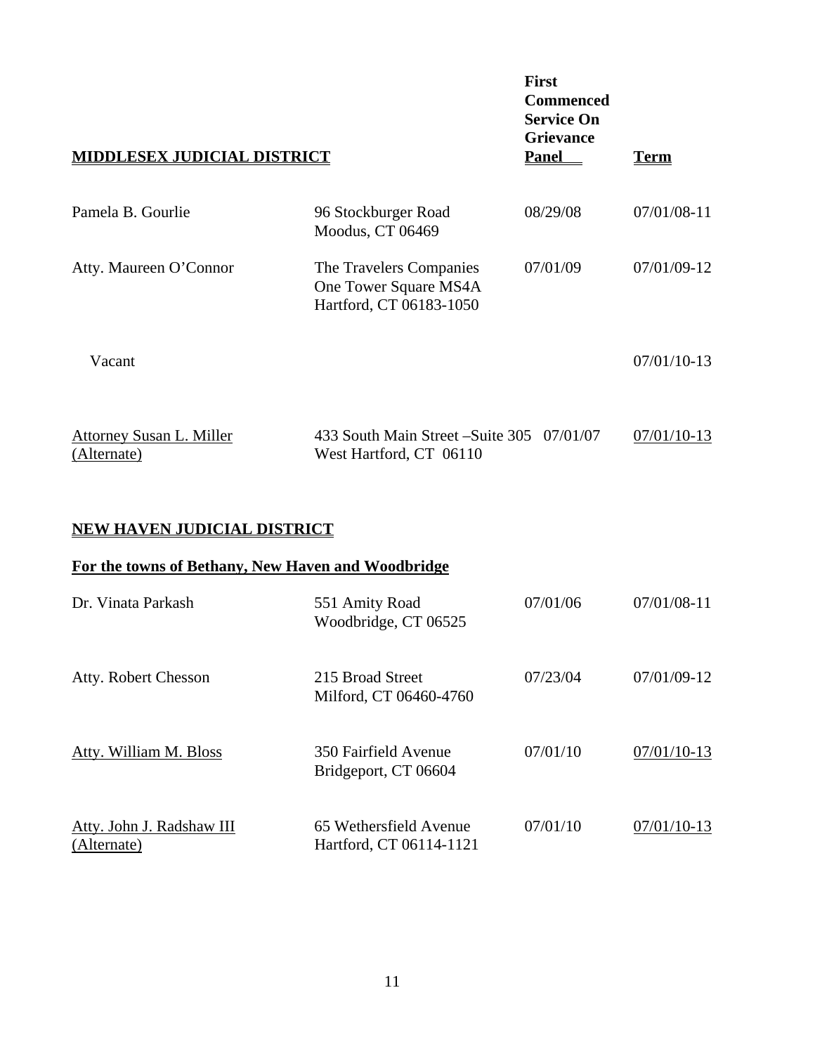| **MIDDLESEX JUDICIAL DISTRICT** | | **First Commenced Service On Grievance Panel** | **Term** |
|---|---|---|---|
| Pamela B. Gourlie | 96 Stockburger Road<br>Moodus, CT 06469 | 08/29/08 | 07/01/08-11 |
| Atty. Maureen O'Connor | The Travelers Companies<br>One Tower Square MS4A<br>Hartford, CT 06183-1050 | 07/01/09 | 07/01/09-12 |
| Vacant | | | 07/01/10-13 |
| Attorney Susan L. Miller<br>(Alternate) | 433 South Main Street –Suite 305<br>West Hartford, CT 06110 | 07/01/07 | 07/01/10-13 |

**NEW HAVEN JUDICIAL DISTRICT**

**For the towns of Bethany, New Haven and Woodbridge**

| Name | Address | First Commenced Service On Grievance Panel | Term |
|---|---|---|---|
| Dr. Vinata Parkash | 551 Amity Road<br>Woodbridge, CT 06525 | 07/01/06 | 07/01/08-11 |
| Atty. Robert Chesson | 215 Broad Street<br>Milford, CT 06460-4760 | 07/23/04 | 07/01/09-12 |
| Atty. William M. Bloss | 350 Fairfield Avenue<br>Bridgeport, CT 06604 | 07/01/10 | 07/01/10-13 |
| Atty. John J. Radshaw III<br>(Alternate) | 65 Wethersfield Avenue<br>Hartford, CT 06114-1121 | 07/01/10 | 07/01/10-13 |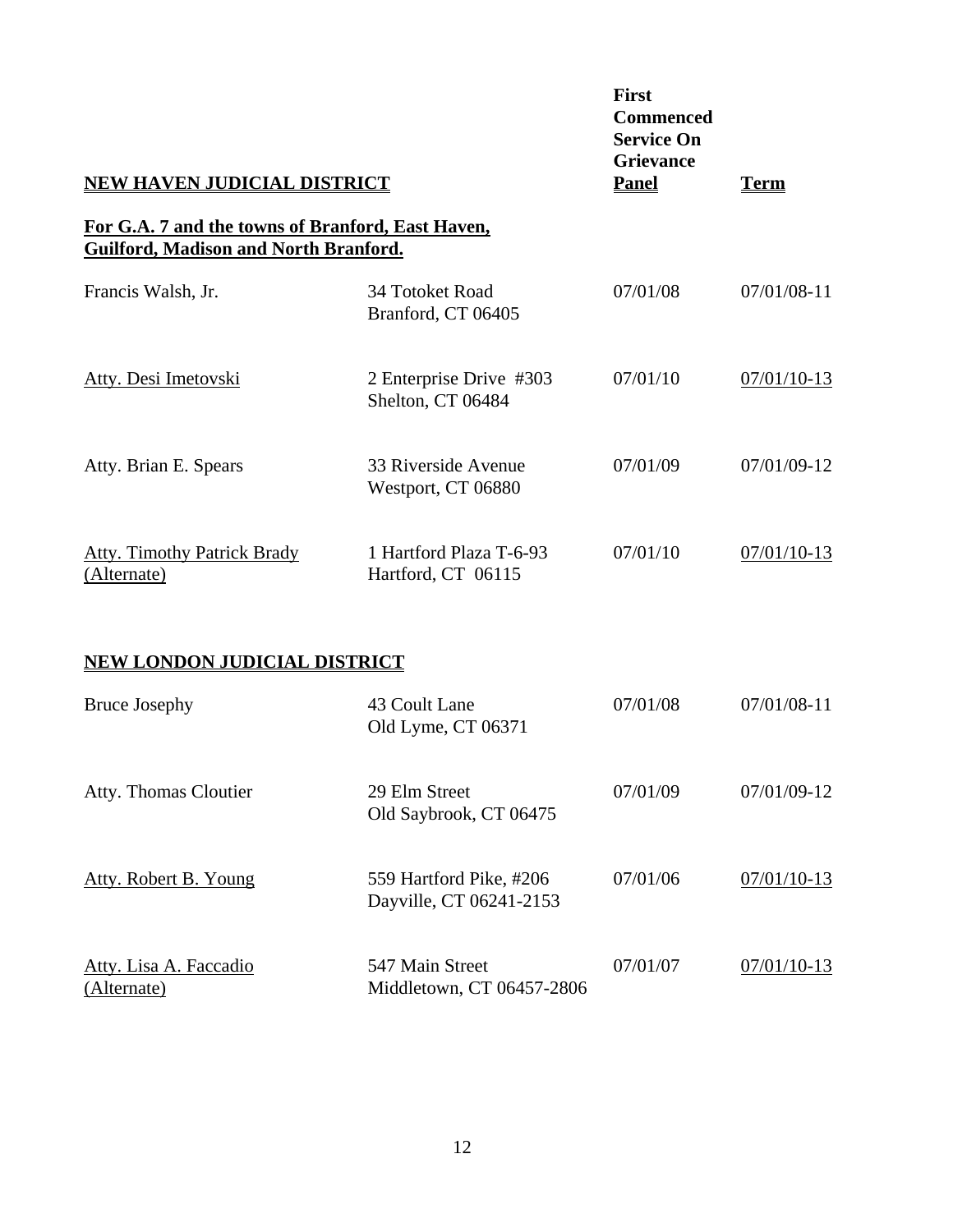| NEW HAVEN JUDICIAL DISTRICT | | First Commenced Service On Grievance Panel | Term |
|---|---|---|---|
| **For G.A. 7 and the towns of Branford, East Haven, Guilford, Madison and North Branford.** | | | |
| Francis Walsh, Jr. | 34 Totoket Road<br>Branford, CT 06405 | 07/01/08 | 07/01/08-11 |
| Atty. Desi Imetovski | 2 Enterprise Drive #303<br>Shelton, CT 06484 | 07/01/10 | 07/01/10-13 |
| Atty. Brian E. Spears | 33 Riverside Avenue<br>Westport, CT 06880 | 07/01/09 | 07/01/09-12 |
| Atty. Timothy Patrick Brady (Alternate) | 1 Hartford Plaza T-6-93<br>Hartford, CT 06115 | 07/01/10 | 07/01/10-13 |

| NEW LONDON JUDICIAL DISTRICT | | | |
|---|---|---|---|
| Bruce Josephy | 43 Coult Lane<br>Old Lyme, CT 06371 | 07/01/08 | 07/01/08-11 |
| Atty. Thomas Cloutier | 29 Elm Street<br>Old Saybrook, CT 06475 | 07/01/09 | 07/01/09-12 |
| Atty. Robert B. Young | 559 Hartford Pike, #206<br>Dayville, CT 06241-2153 | 07/01/06 | 07/01/10-13 |
| Atty. Lisa A. Faccadio (Alternate) | 547 Main Street<br>Middletown, CT 06457-2806 | 07/01/07 | 07/01/10-13 |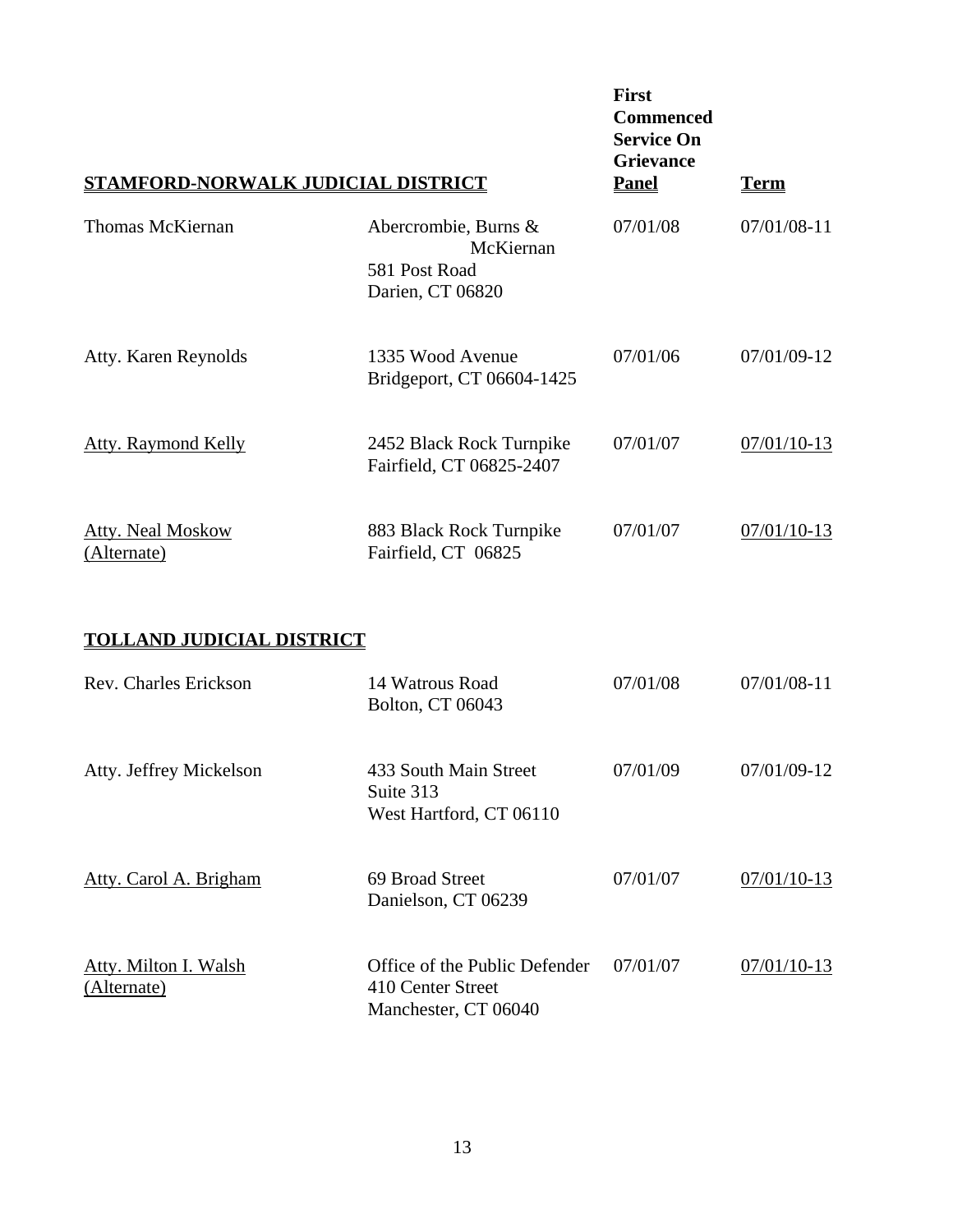| STAMFORD-NORWALK JUDICIAL DISTRICT | | First Commenced Service On Grievance Panel | Term |
|---|---|---|---|
| Thomas McKiernan | Abercrombie, Burns & McKiernan<br>581 Post Road<br>Darien, CT 06820 | 07/01/08 | 07/01/08-11 |
| Atty. Karen Reynolds | 1335 Wood Avenue<br>Bridgeport, CT 06604-1425 | 07/01/06 | 07/01/09-12 |
| Atty. Raymond Kelly | 2452 Black Rock Turnpike<br>Fairfield, CT 06825-2407 | 07/01/07 | 07/01/10-13 |
| Atty. Neal Moskow<br>(Alternate) | 883 Black Rock Turnpike<br>Fairfield, CT 06825 | 07/01/07 | 07/01/10-13 |

| TOLLAND JUDICIAL DISTRICT | | | |
|---|---|---|---|
| Rev. Charles Erickson | 14 Watrous Road<br>Bolton, CT 06043 | 07/01/08 | 07/01/08-11 |
| Atty. Jeffrey Mickelson | 433 South Main Street<br>Suite 313<br>West Hartford, CT 06110 | 07/01/09 | 07/01/09-12 |
| Atty. Carol A. Brigham | 69 Broad Street<br>Danielson, CT 06239 | 07/01/07 | 07/01/10-13 |
| Atty. Milton I. Walsh<br>(Alternate) | Office of the Public Defender<br>410 Center Street<br>Manchester, CT 06040 | 07/01/07 | 07/01/10-13 |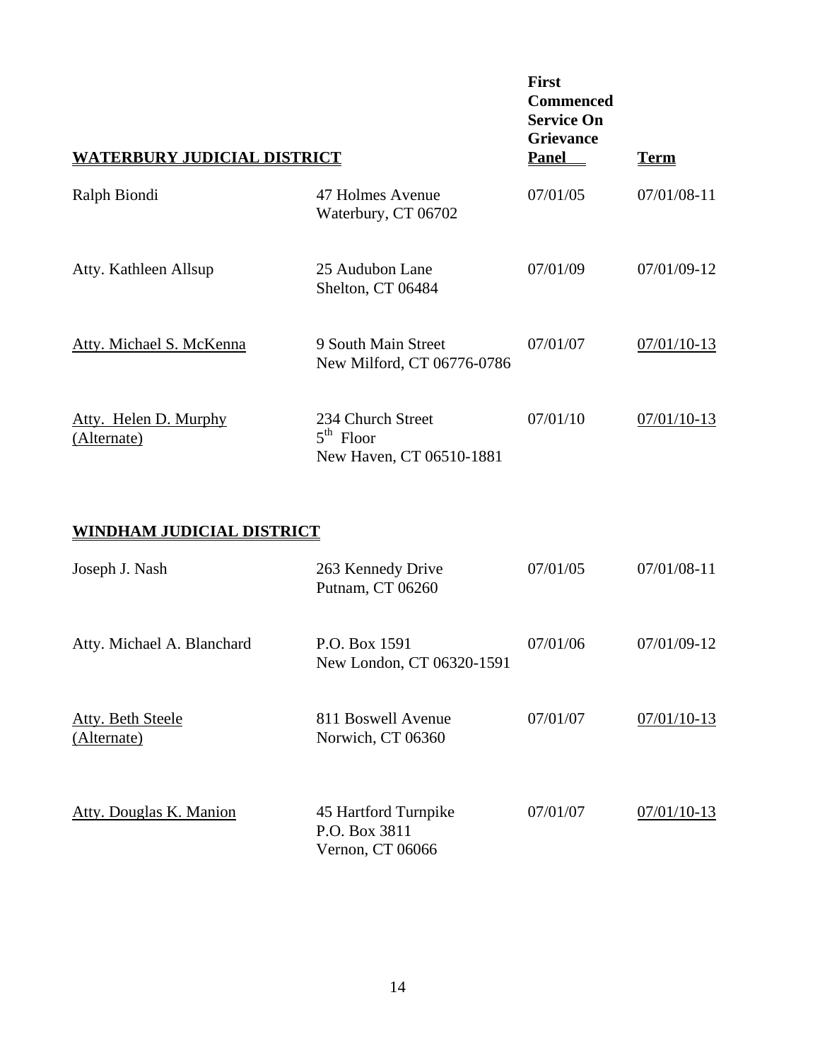| WATERBURY JUDICIAL DISTRICT | | First Commenced Service On Grievance Panel | Term |
|---|---|---|---|
| Ralph Biondi | 47 Holmes Avenue<br>Waterbury, CT 06702 | 07/01/05 | 07/01/08-11 |
| Atty. Kathleen Allsup | 25 Audubon Lane<br>Shelton, CT 06484 | 07/01/09 | 07/01/09-12 |
| Atty. Michael S. McKenna | 9 South Main Street<br>New Milford, CT 06776-0786 | 07/01/07 | 07/01/10-13 |
| Atty. Helen D. Murphy (Alternate) | 234 Church Street<br>5th Floor<br>New Haven, CT 06510-1881 | 07/01/10 | 07/01/10-13 |

## WINDHAM JUDICIAL DISTRICT

| Name | Address | First Commenced Service On Grievance Panel | Term |
|---|---|---|---|
| Joseph J. Nash | 263 Kennedy Drive<br>Putnam, CT 06260 | 07/01/05 | 07/01/08-11 |
| Atty. Michael A. Blanchard | P.O. Box 1591<br>New London, CT 06320-1591 | 07/01/06 | 07/01/09-12 |
| Atty. Beth Steele (Alternate) | 811 Boswell Avenue<br>Norwich, CT 06360 | 07/01/07 | 07/01/10-13 |
| Atty. Douglas K. Manion | 45 Hartford Turnpike<br>P.O. Box 3811<br>Vernon, CT 06066 | 07/01/07 | 07/01/10-13 |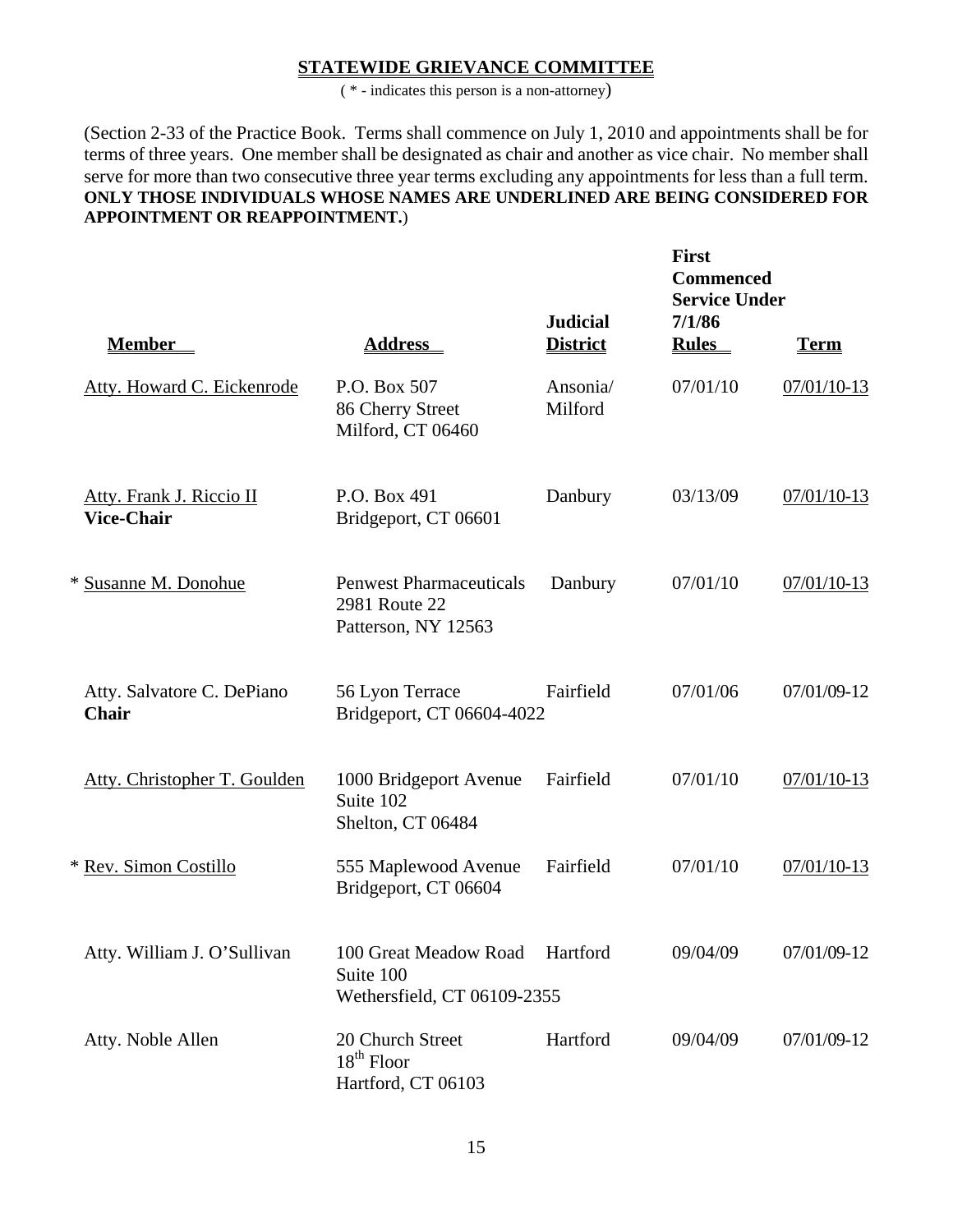## STATEWIDE GRIEVANCE COMMITTEE

( * - indicates this person is a non-attorney)

(Section 2-33 of the Practice Book. Terms shall commence on July 1, 2010 and appointments shall be for terms of three years. One member shall be designated as chair and another as vice chair. No member shall serve for more than two consecutive three year terms excluding any appointments for less than a full term. **ONLY THOSE INDIVIDUALS WHOSE NAMES ARE UNDERLINED ARE BEING CONSIDERED FOR APPOINTMENT OR REAPPOINTMENT.**)

| Member | Address | Judicial District | First Commenced Service Under 7/1/86 Rules | Term |
|---|---|---|---|---|
| Atty. Howard C. Eickenrode | P.O. Box 507<br>86 Cherry Street<br>Milford, CT 06460 | Ansonia/ Milford | 07/01/10 | 07/01/10-13 |
| Atty. Frank J. Riccio II<br>**Vice-Chair** | P.O. Box 491<br>Bridgeport, CT 06601 | Danbury | 03/13/09 | 07/01/10-13 |
| * Susanne M. Donohue | Penwest Pharmaceuticals<br>2981 Route 22<br>Patterson, NY 12563 | Danbury | 07/01/10 | 07/01/10-13 |
| Atty. Salvatore C. DePiano<br>**Chair** | 56 Lyon Terrace<br>Bridgeport, CT 06604-4022 | Fairfield | 07/01/06 | 07/01/09-12 |
| Atty. Christopher T. Goulden | 1000 Bridgeport Avenue<br>Suite 102<br>Shelton, CT 06484 | Fairfield | 07/01/10 | 07/01/10-13 |
| * Rev. Simon Costillo | 555 Maplewood Avenue<br>Bridgeport, CT 06604 | Fairfield | 07/01/10 | 07/01/10-13 |
| Atty. William J. O'Sullivan | 100 Great Meadow Road<br>Suite 100<br>Wethersfield, CT 06109-2355 | Hartford | 09/04/09 | 07/01/09-12 |
| Atty. Noble Allen | 20 Church Street<br>18th Floor<br>Hartford, CT 06103 | Hartford | 09/04/09 | 07/01/09-12 |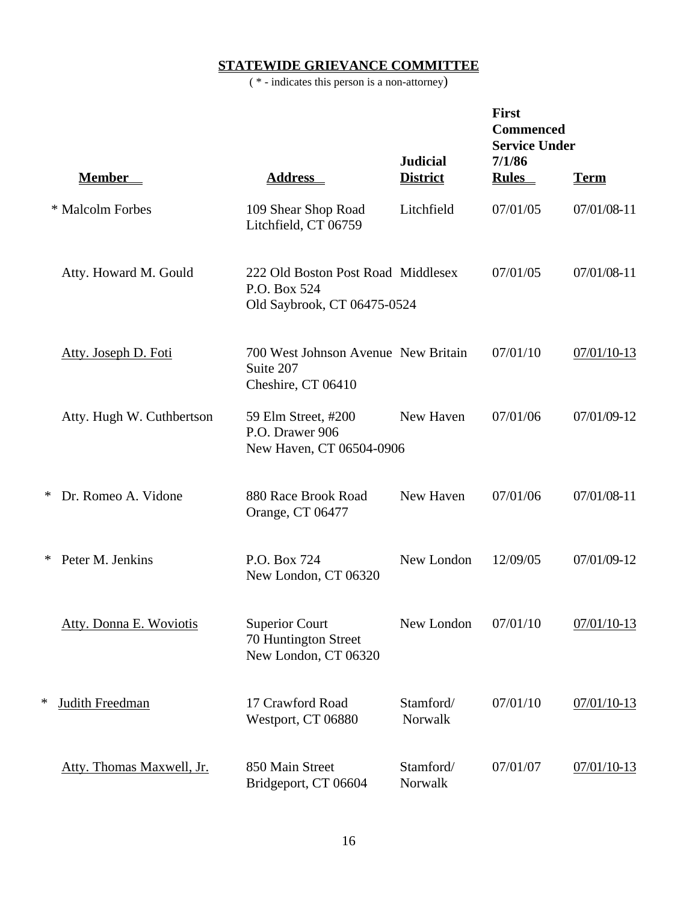## STATEWIDE GRIEVANCE COMMITTEE

( * - indicates this person is a non-attorney)

| Member | Address | Judicial District | First Commenced Service Under 7/1/86 Rules | Term |
|---|---|---|---|---|
| * Malcolm Forbes | 109 Shear Shop Road Litchfield, CT 06759 | Litchfield | 07/01/05 | 07/01/08-11 |
| Atty. Howard M. Gould | 222 Old Boston Post Road P.O. Box 524 Old Saybrook, CT 06475-0524 | Middlesex | 07/01/05 | 07/01/08-11 |
| Atty. Joseph D. Foti | 700 West Johnson Avenue Suite 207 Cheshire, CT 06410 | New Britain | 07/01/10 | 07/01/10-13 |
| Atty. Hugh W. Cuthbertson | 59 Elm Street, #200 P.O. Drawer 906 New Haven, CT 06504-0906 | New Haven | 07/01/06 | 07/01/09-12 |
| * Dr. Romeo A. Vidone | 880 Race Brook Road Orange, CT 06477 | New Haven | 07/01/06 | 07/01/08-11 |
| * Peter M. Jenkins | P.O. Box 724 New London, CT 06320 | New London | 12/09/05 | 07/01/09-12 |
| Atty. Donna E. Woviotis | Superior Court 70 Huntington Street New London, CT 06320 | New London | 07/01/10 | 07/01/10-13 |
| * Judith Freedman | 17 Crawford Road Westport, CT 06880 | Stamford/ Norwalk | 07/01/10 | 07/01/10-13 |
| Atty. Thomas Maxwell, Jr. | 850 Main Street Bridgeport, CT 06604 | Stamford/ Norwalk | 07/01/07 | 07/01/10-13 |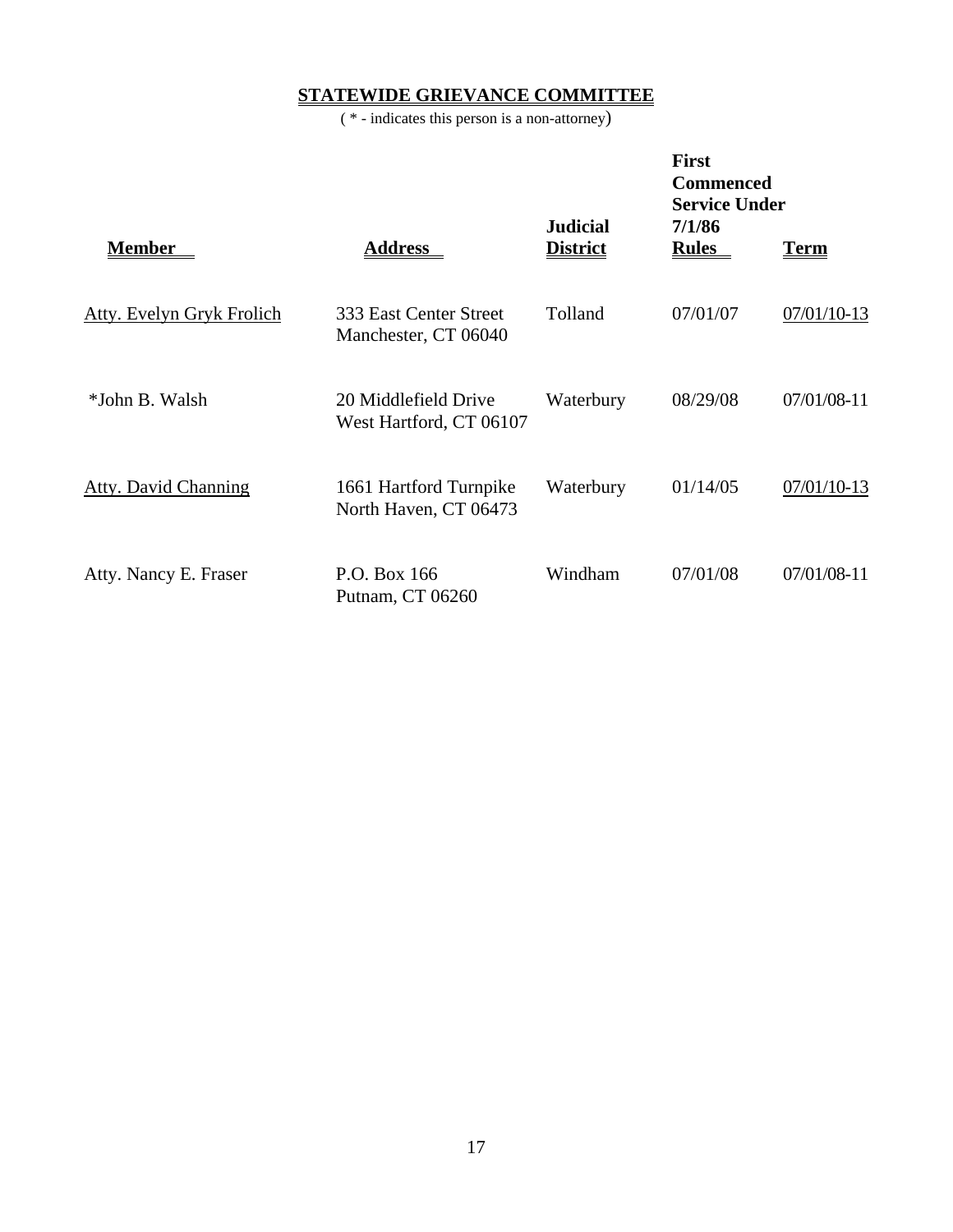## STATEWIDE GRIEVANCE COMMITTEE

( * - indicates this person is a non-attorney)

| Member | Address | Judicial District | First Commenced Service Under 7/1/86 Rules | Term |
|---|---|---|---|---|
| Atty. Evelyn Gryk Frolich | 333 East Center Street<br>Manchester, CT 06040 | Tolland | 07/01/07 | 07/01/10-13 |
| *John B. Walsh | 20 Middlefield Drive<br>West Hartford, CT 06107 | Waterbury | 08/29/08 | 07/01/08-11 |
| Atty. David Channing | 1661 Hartford Turnpike<br>North Haven, CT 06473 | Waterbury | 01/14/05 | 07/01/10-13 |
| Atty. Nancy E. Fraser | P.O. Box 166<br>Putnam, CT 06260 | Windham | 07/01/08 | 07/01/08-11 |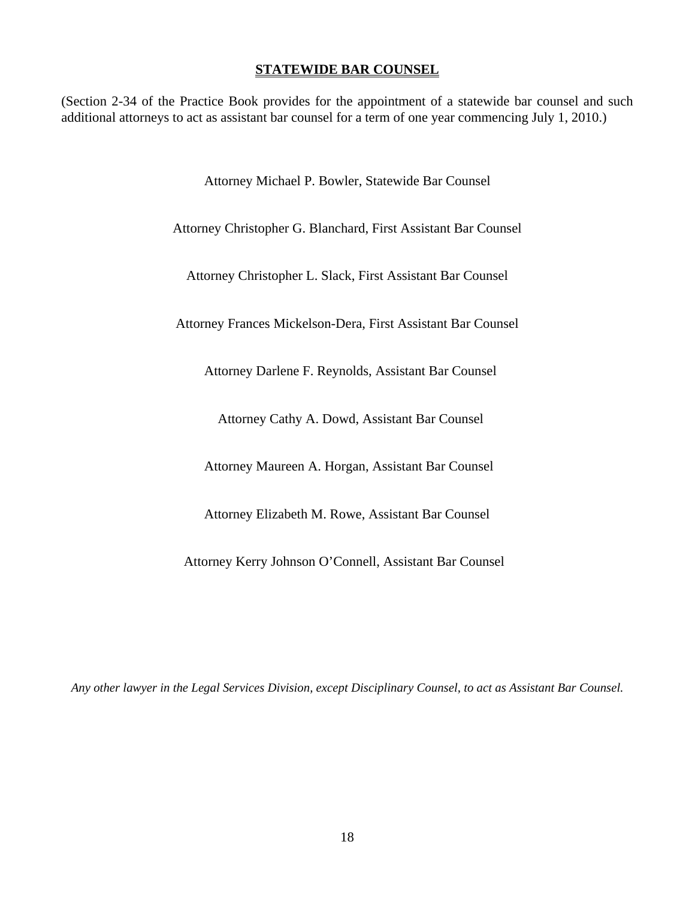## STATEWIDE BAR COUNSEL

(Section 2-34 of the Practice Book provides for the appointment of a statewide bar counsel and such additional attorneys to act as assistant bar counsel for a term of one year commencing July 1, 2010.)

Attorney Michael P. Bowler, Statewide Bar Counsel

Attorney Christopher G. Blanchard, First Assistant Bar Counsel

Attorney Christopher L. Slack, First Assistant Bar Counsel

Attorney Frances Mickelson-Dera, First Assistant Bar Counsel

Attorney Darlene F. Reynolds, Assistant Bar Counsel

Attorney Cathy A. Dowd, Assistant Bar Counsel

Attorney Maureen A. Horgan, Assistant Bar Counsel

Attorney Elizabeth M. Rowe, Assistant Bar Counsel

Attorney Kerry Johnson O'Connell, Assistant Bar Counsel

*Any other lawyer in the Legal Services Division, except Disciplinary Counsel, to act as Assistant Bar Counsel.*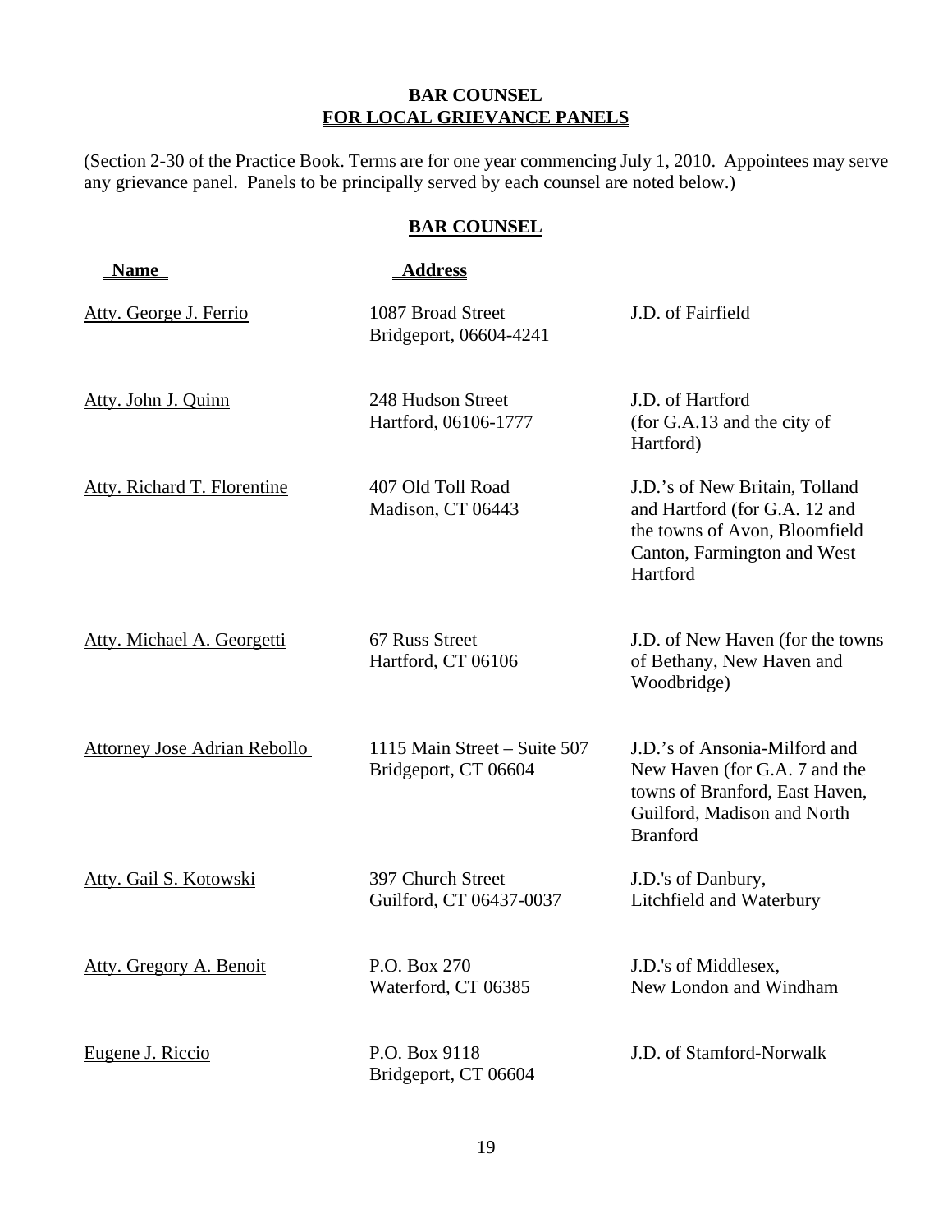## BAR COUNSEL FOR LOCAL GRIEVANCE PANELS

(Section 2-30 of the Practice Book. Terms are for one year commencing July 1, 2010. Appointees may serve any grievance panel. Panels to be principally served by each counsel are noted below.)

### BAR COUNSEL

| Name | Address | |
|---|---|---|
| Atty. George J. Ferrio | 1087 Broad Street Bridgeport, 06604-4241 | J.D. of Fairfield |
| Atty. John J. Quinn | 248 Hudson Street Hartford, 06106-1777 | J.D. of Hartford (for G.A.13 and the city of Hartford) |
| Atty. Richard T. Florentine | 407 Old Toll Road Madison, CT 06443 | J.D.'s of New Britain, Tolland and Hartford (for G.A. 12 and the towns of Avon, Bloomfield Canton, Farmington and West Hartford |
| Atty. Michael A. Georgetti | 67 Russ Street Hartford, CT 06106 | J.D. of New Haven (for the towns of Bethany, New Haven and Woodbridge) |
| Attorney Jose Adrian Rebollo | 1115 Main Street – Suite 507 Bridgeport, CT 06604 | J.D.'s of Ansonia-Milford and New Haven (for G.A. 7 and the towns of Branford, East Haven, Guilford, Madison and North Branford |
| Atty. Gail S. Kotowski | 397 Church Street Guilford, CT 06437-0037 | J.D.'s of Danbury, Litchfield and Waterbury |
| Atty. Gregory A. Benoit | P.O. Box 270 Waterford, CT 06385 | J.D.'s of Middlesex, New London and Windham |
| Eugene J. Riccio | P.O. Box 9118 Bridgeport, CT 06604 | J.D. of Stamford-Norwalk |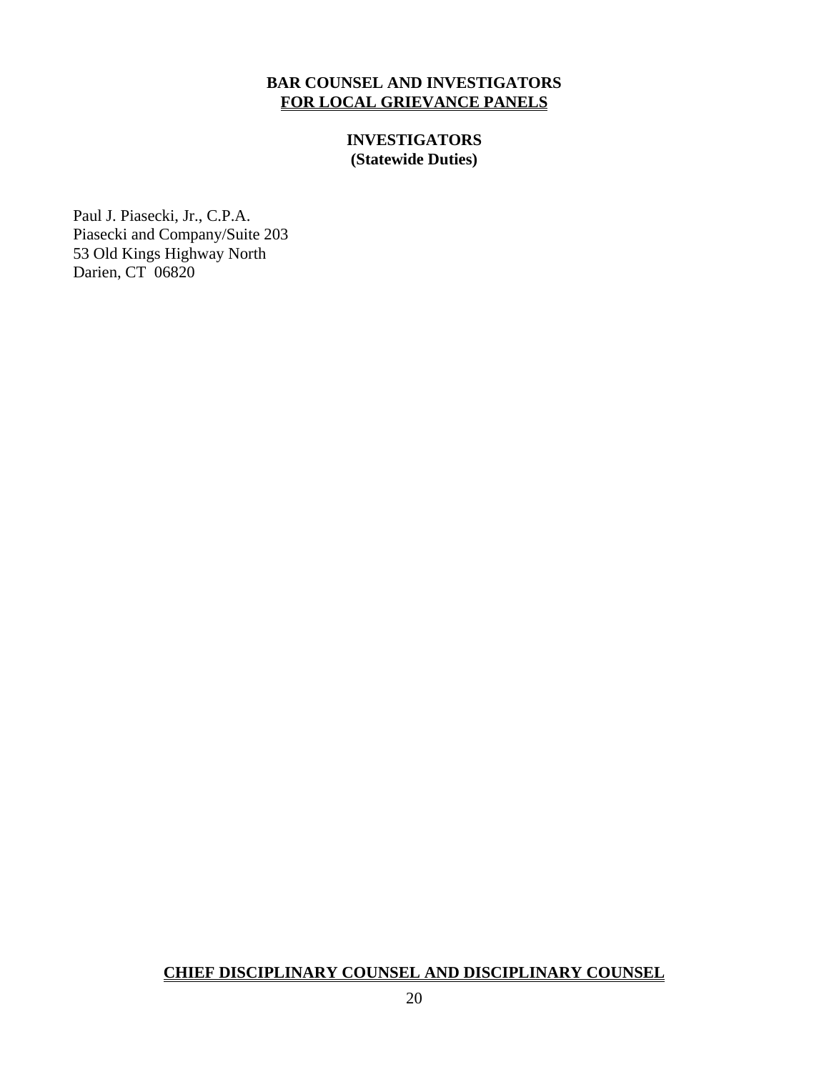## BAR COUNSEL AND INVESTIGATORS FOR LOCAL GRIEVANCE PANELS

### INVESTIGATORS (Statewide Duties)

Paul J. Piasecki, Jr., C.P.A.
Piasecki and Company/Suite 203
53 Old Kings Highway North
Darien, CT 06820

## CHIEF DISCIPLINARY COUNSEL AND DISCIPLINARY COUNSEL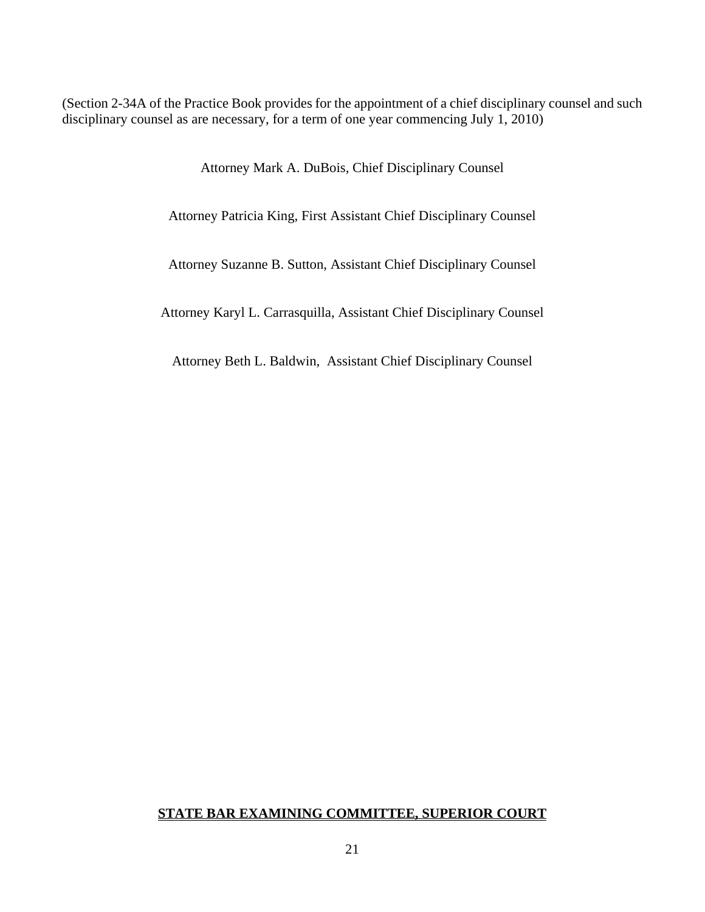(Section 2-34A of the Practice Book provides for the appointment of a chief disciplinary counsel and such disciplinary counsel as are necessary, for a term of one year commencing July 1, 2010)

Attorney Mark A. DuBois, Chief Disciplinary Counsel

Attorney Patricia King, First Assistant Chief Disciplinary Counsel

Attorney Suzanne B. Sutton, Assistant Chief Disciplinary Counsel

Attorney Karyl L. Carrasquilla, Assistant Chief Disciplinary Counsel

Attorney Beth L. Baldwin, Assistant Chief Disciplinary Counsel

## STATE BAR EXAMINING COMMITTEE, SUPERIOR COURT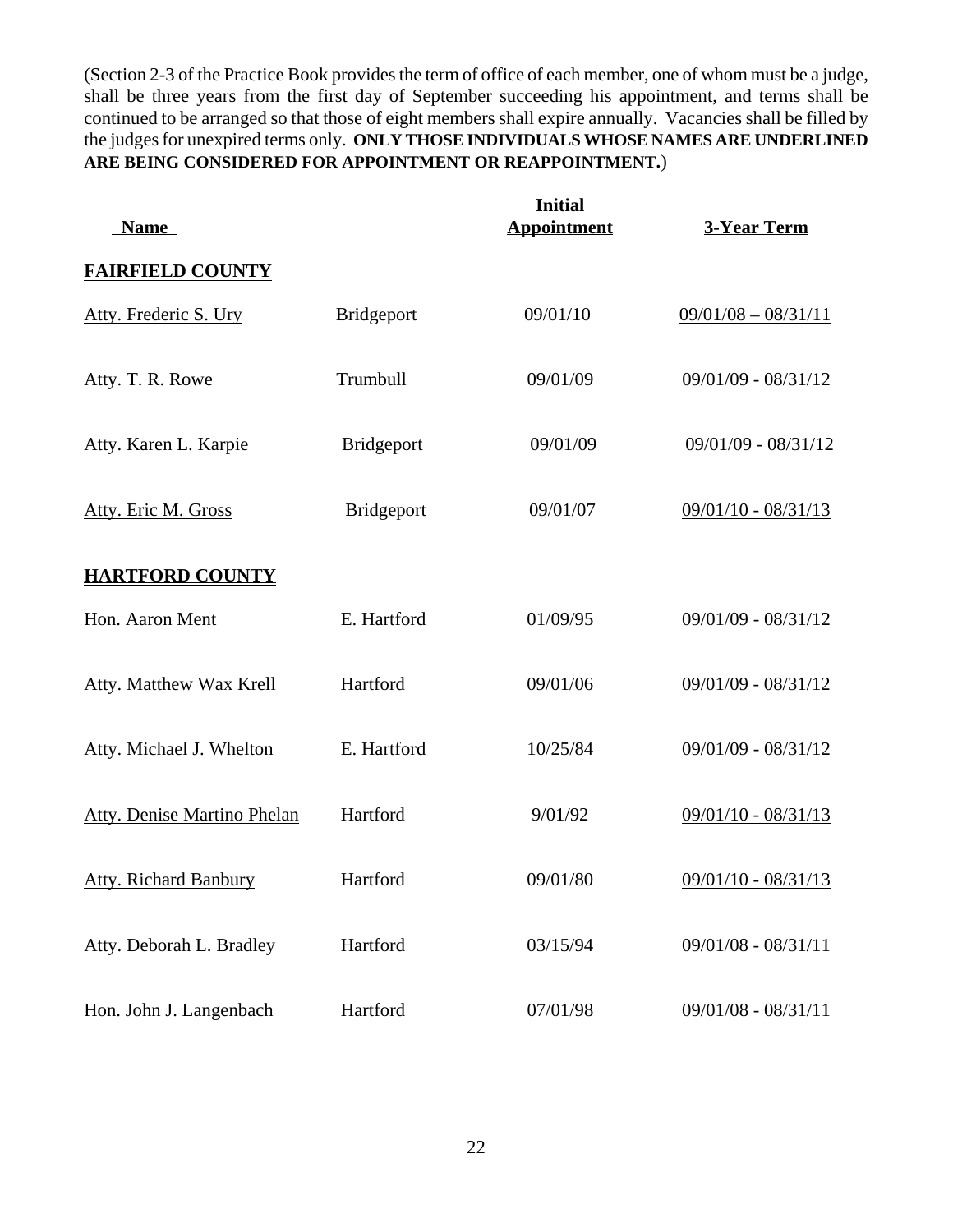(Section 2-3 of the Practice Book provides the term of office of each member, one of whom must be a judge, shall be three years from the first day of September succeeding his appointment, and terms shall be continued to be arranged so that those of eight members shall expire annually. Vacancies shall be filled by the judges for unexpired terms only. **ONLY THOSE INDIVIDUALS WHOSE NAMES ARE UNDERLINED ARE BEING CONSIDERED FOR APPOINTMENT OR REAPPOINTMENT.**)

| Name | | Initial Appointment | 3-Year Term |
|---|---|---|---|
| **FAIRFIELD COUNTY** | | | |
| <u>Atty. Frederic S. Ury</u> | Bridgeport | 09/01/10 | <u>09/01/08 – 08/31/11</u> |
| Atty. T. R. Rowe | Trumbull | 09/01/09 | 09/01/09 - 08/31/12 |
| Atty. Karen L. Karpie | Bridgeport | 09/01/09 | 09/01/09 - 08/31/12 |
| <u>Atty. Eric M. Gross</u> | Bridgeport | 09/01/07 | <u>09/01/10 - 08/31/13</u> |
| **HARTFORD COUNTY** | | | |
| Hon. Aaron Ment | E. Hartford | 01/09/95 | 09/01/09 - 08/31/12 |
| Atty. Matthew Wax Krell | Hartford | 09/01/06 | 09/01/09 - 08/31/12 |
| Atty. Michael J. Whelton | E. Hartford | 10/25/84 | 09/01/09 - 08/31/12 |
| <u>Atty. Denise Martino Phelan</u> | Hartford | 9/01/92 | <u>09/01/10 - 08/31/13</u> |
| <u>Atty. Richard Banbury</u> | Hartford | 09/01/80 | <u>09/01/10 - 08/31/13</u> |
| Atty. Deborah L. Bradley | Hartford | 03/15/94 | 09/01/08 - 08/31/11 |
| Hon. John J. Langenbach | Hartford | 07/01/98 | 09/01/08 - 08/31/11 |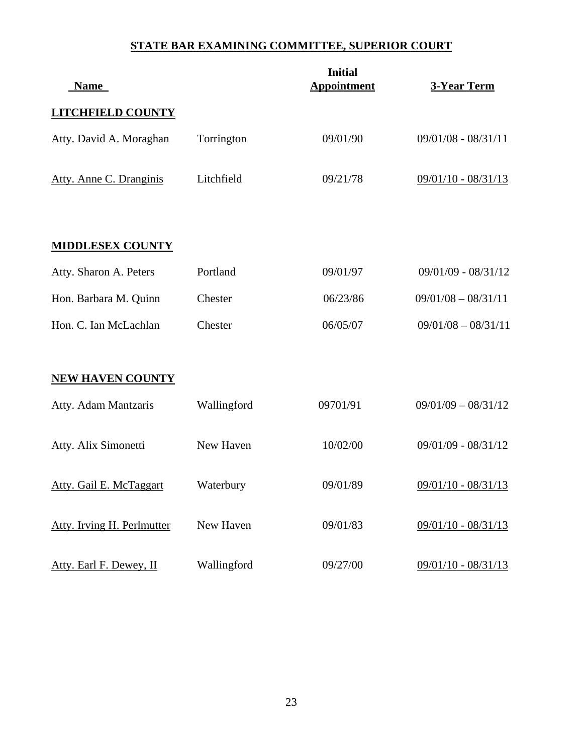# STATE BAR EXAMINING COMMITTEE, SUPERIOR COURT

| Name | | Initial Appointment | 3-Year Term |
|---|---|---|---|
| **LITCHFIELD COUNTY** | | | |
| Atty. David A. Moraghan | Torrington | 09/01/90 | 09/01/08 - 08/31/11 |
| Atty. Anne C. Dranginis | Litchfield | 09/21/78 | 09/01/10 - 08/31/13 |
| **MIDDLESEX COUNTY** | | | |
| Atty. Sharon A. Peters | Portland | 09/01/97 | 09/01/09 - 08/31/12 |
| Hon. Barbara M. Quinn | Chester | 06/23/86 | 09/01/08 – 08/31/11 |
| Hon. C. Ian McLachlan | Chester | 06/05/07 | 09/01/08 – 08/31/11 |
| **NEW HAVEN COUNTY** | | | |
| Atty. Adam Mantzaris | Wallingford | 09701/91 | 09/01/09 – 08/31/12 |
| Atty. Alix Simonetti | New Haven | 10/02/00 | 09/01/09 - 08/31/12 |
| Atty. Gail E. McTaggart | Waterbury | 09/01/89 | 09/01/10 - 08/31/13 |
| Atty. Irving H. Perlmutter | New Haven | 09/01/83 | 09/01/10 - 08/31/13 |
| Atty. Earl F. Dewey, II | Wallingford | 09/27/00 | 09/01/10 - 08/31/13 |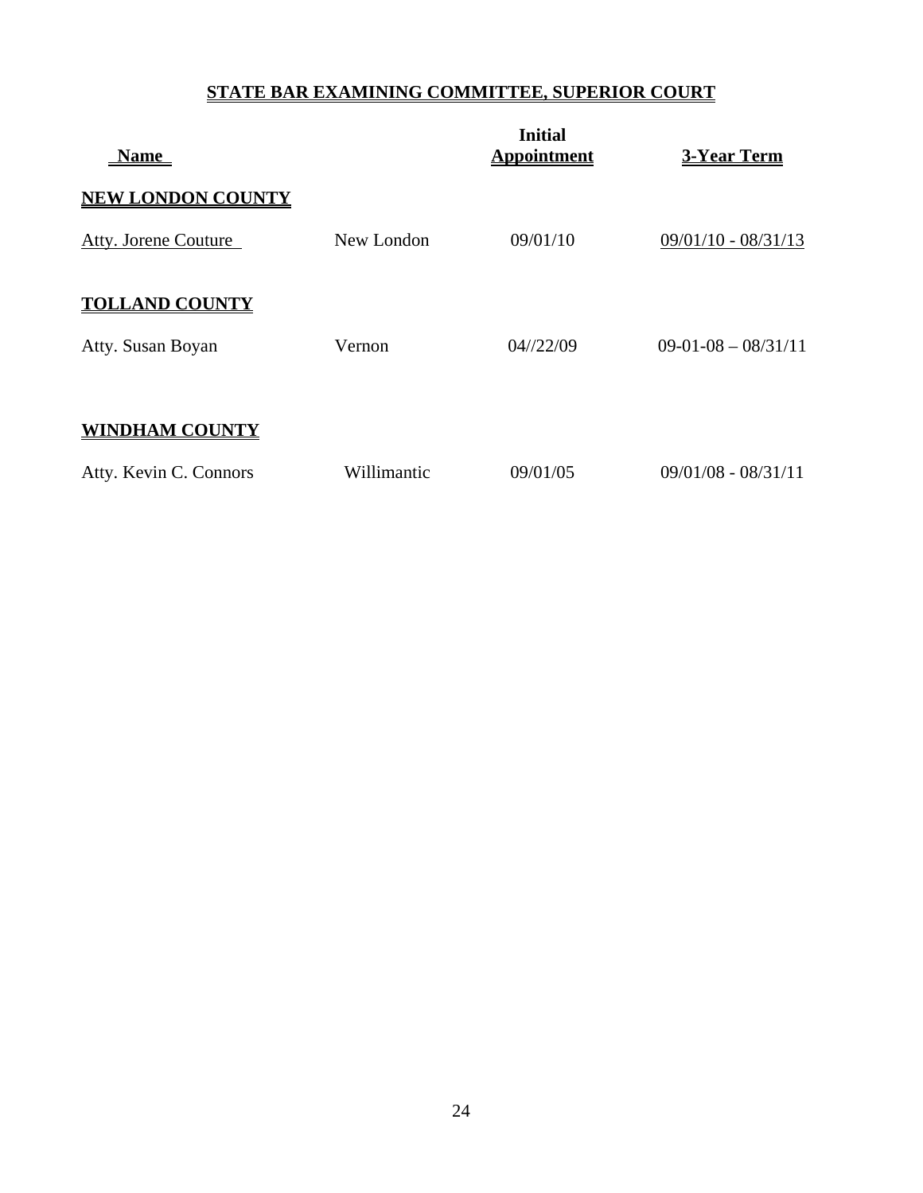## STATE BAR EXAMINING COMMITTEE, SUPERIOR COURT

| Name | | Initial Appointment | 3-Year Term |
|---|---|---|---|
| **NEW LONDON COUNTY** | | | |
| Atty. Jorene Couture | New London | 09/01/10 | 09/01/10 - 08/31/13 |
| **TOLLAND COUNTY** | | | |
| Atty. Susan Boyan | Vernon | 04//22/09 | 09-01-08 – 08/31/11 |
| **WINDHAM COUNTY** | | | |
| Atty. Kevin C. Connors | Willimantic | 09/01/05 | 09/01/08 - 08/31/11 |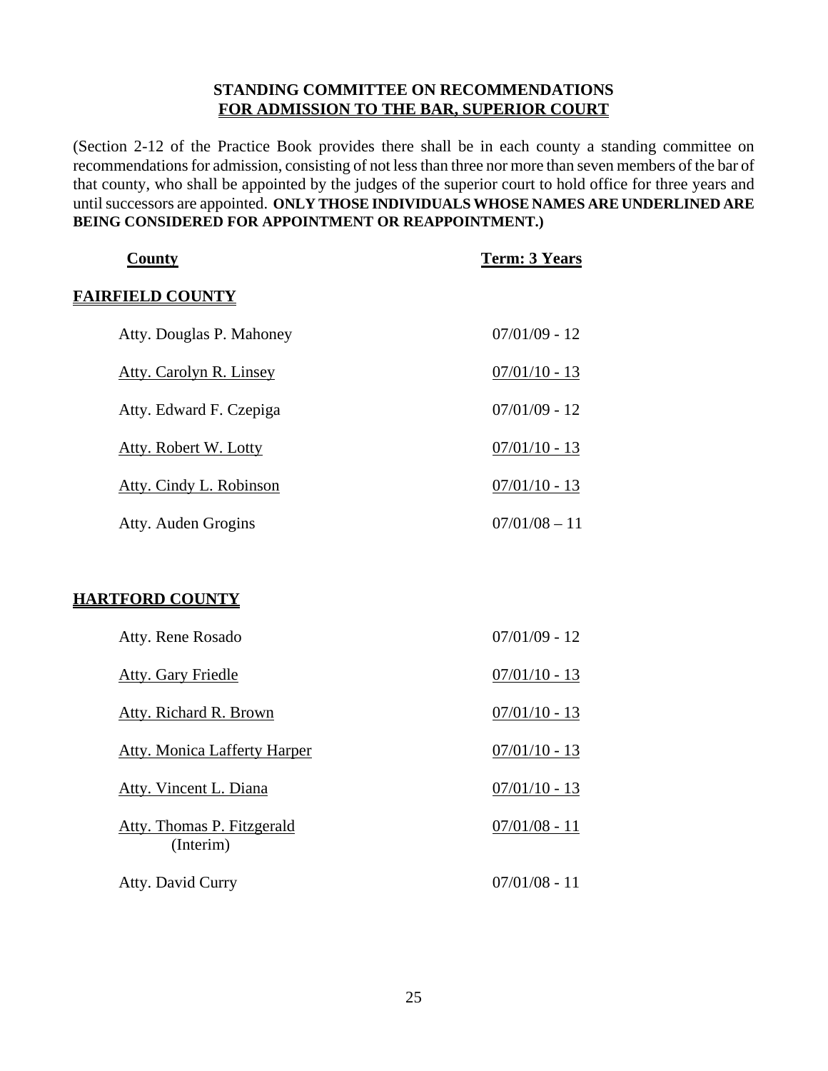**STANDING COMMITTEE ON RECOMMENDATIONS**
**<u>FOR ADMISSION TO THE BAR, SUPERIOR COURT</u>**

(Section 2-12 of the Practice Book provides there shall be in each county a standing committee on recommendations for admission, consisting of not less than three nor more than seven members of the bar of that county, who shall be appointed by the judges of the superior court to hold office for three years and until successors are appointed. **ONLY THOSE INDIVIDUALS WHOSE NAMES ARE UNDERLINED ARE BEING CONSIDERED FOR APPOINTMENT OR REAPPOINTMENT.)**

| <u>County</u> | <u>Term: 3 Years</u> |
|---|---|
| **<u>FAIRFIELD COUNTY</u>** | |
| Atty. Douglas P. Mahoney | 07/01/09 - 12 |
| <u>Atty. Carolyn R. Linsey</u> | <u>07/01/10 - 13</u> |
| Atty. Edward F. Czepiga | 07/01/09 - 12 |
| <u>Atty. Robert W. Lotty</u> | <u>07/01/10 - 13</u> |
| <u>Atty. Cindy L. Robinson</u> | <u>07/01/10 - 13</u> |
| Atty. Auden Grogins | 07/01/08 – 11 |
| **<u>HARTFORD COUNTY</u>** | |
| Atty. Rene Rosado | 07/01/09 - 12 |
| <u>Atty. Gary Friedle</u> | <u>07/01/10 - 13</u> |
| <u>Atty. Richard R. Brown</u> | <u>07/01/10 - 13</u> |
| <u>Atty. Monica Lafferty Harper</u> | <u>07/01/10 - 13</u> |
| <u>Atty. Vincent L. Diana</u> | <u>07/01/10 - 13</u> |
| <u>Atty. Thomas P. Fitzgerald</u> (Interim) | <u>07/01/08 - 11</u> |
| Atty. David Curry | 07/01/08 - 11 |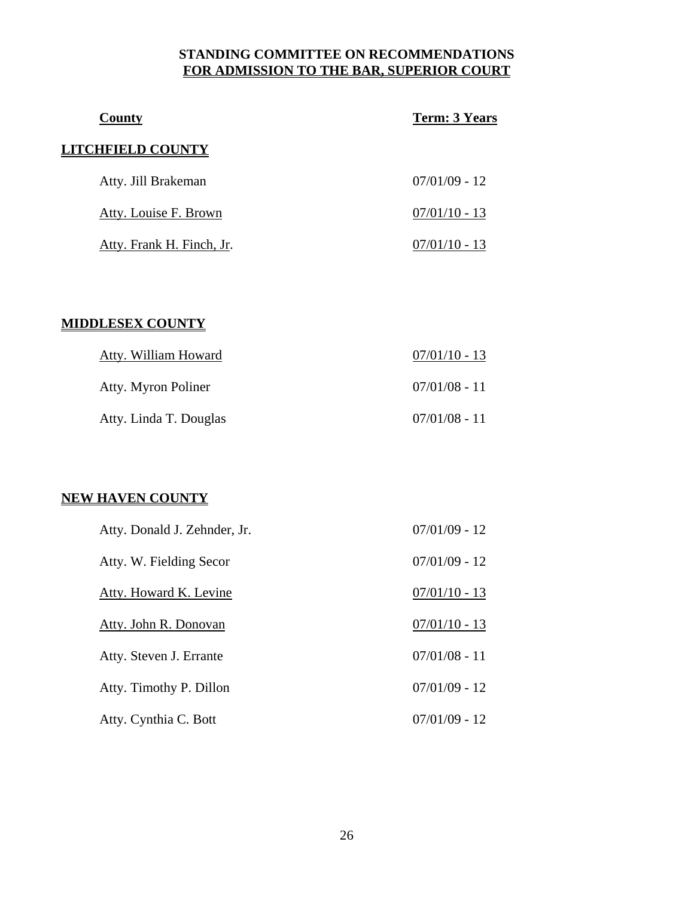**STANDING COMMITTEE ON RECOMMENDATIONS**
**FOR ADMISSION TO THE BAR, SUPERIOR COURT**

| County | Term: 3 Years |
|---|---|
| **LITCHFIELD COUNTY** | |
| Atty. Jill Brakeman | 07/01/09 - 12 |
| Atty. Louise F. Brown | 07/01/10 - 13 |
| Atty. Frank H. Finch, Jr. | 07/01/10 - 13 |
| **MIDDLESEX COUNTY** | |
| Atty. William Howard | 07/01/10 - 13 |
| Atty. Myron Poliner | 07/01/08 - 11 |
| Atty. Linda T. Douglas | 07/01/08 - 11 |
| **NEW HAVEN COUNTY** | |
| Atty. Donald J. Zehnder, Jr. | 07/01/09 - 12 |
| Atty. W. Fielding Secor | 07/01/09 - 12 |
| Atty. Howard K. Levine | 07/01/10 - 13 |
| Atty. John R. Donovan | 07/01/10 - 13 |
| Atty. Steven J. Errante | 07/01/08 - 11 |
| Atty. Timothy P. Dillon | 07/01/09 - 12 |
| Atty. Cynthia C. Bott | 07/01/09 - 12 |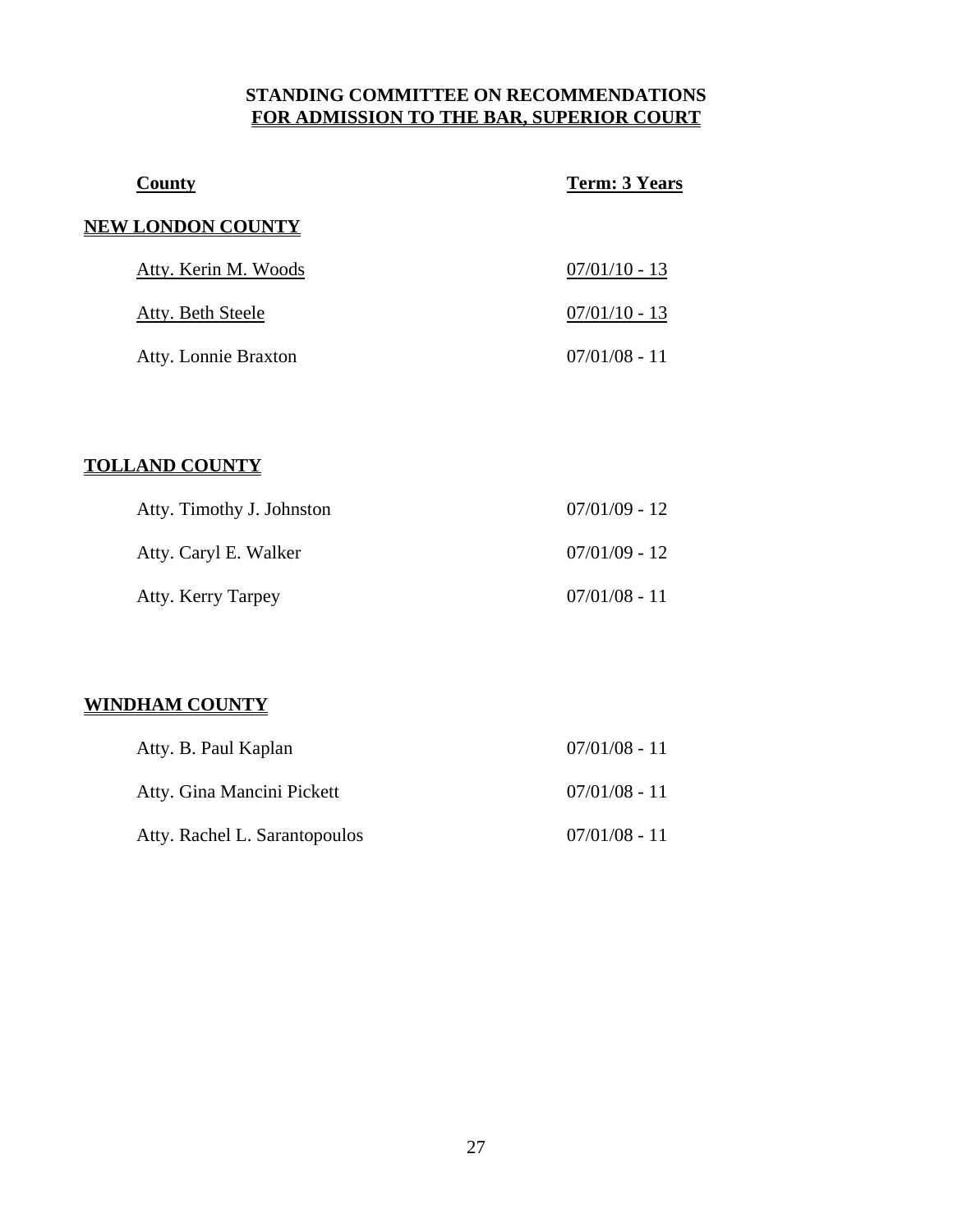# STANDING COMMITTEE ON RECOMMENDATIONS FOR ADMISSION TO THE BAR, SUPERIOR COURT

| County | Term: 3 Years |
|---|---|
| **NEW LONDON COUNTY** | |
| Atty. Kerin M. Woods | 07/01/10 - 13 |
| Atty. Beth Steele | 07/01/10 - 13 |
| Atty. Lonnie Braxton | 07/01/08 - 11 |
| **TOLLAND COUNTY** | |
| Atty. Timothy J. Johnston | 07/01/09 - 12 |
| Atty. Caryl E. Walker | 07/01/09 - 12 |
| Atty. Kerry Tarpey | 07/01/08 - 11 |
| **WINDHAM COUNTY** | |
| Atty. B. Paul Kaplan | 07/01/08 - 11 |
| Atty. Gina Mancini Pickett | 07/01/08 - 11 |
| Atty. Rachel L. Sarantopoulos | 07/01/08 - 11 |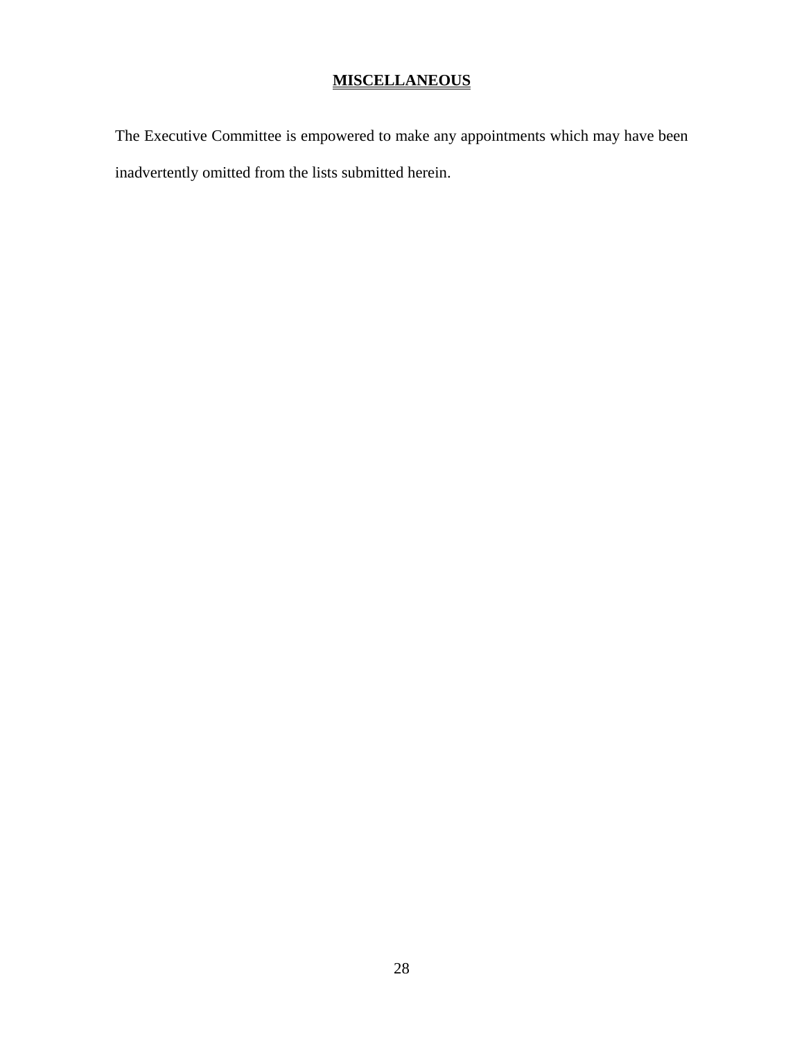## MISCELLANEOUS

The Executive Committee is empowered to make any appointments which may have been inadvertently omitted from the lists submitted herein.